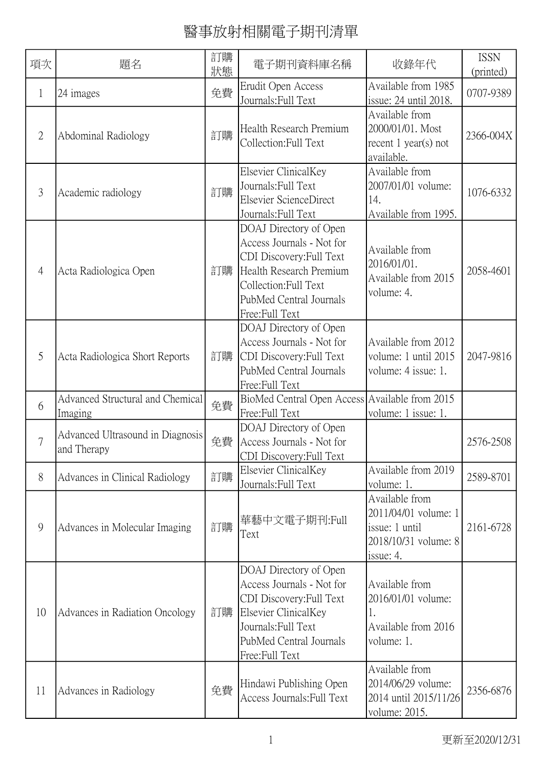# 醫事放射相關電子期刊清單

| 項次 | 題名 | 訂購狀態 | 電子期刊資料庫名稱 | 收錄年代 | ISSN (printed) |
|---|---|---|---|---|---|
| 1 | 24 images | 免費 | Erudit Open Access Journals:Full Text | Available from 1985 issue: 24 until 2018. | 0707-9389 |
| 2 | Abdominal Radiology | 訂購 | Health Research Premium Collection:Full Text | Available from 2000/01/01. Most recent 1 year(s) not available. | 2366-004X |
| 3 | Academic radiology | 訂購 | Elsevier ClinicalKey Journals:Full Text<br>Elsevier ScienceDirect Journals:Full Text | Available from 2007/01/01 volume: 14.<br>Available from 1995. | 1076-6332 |
| 4 | Acta Radiologica Open | 訂購 | DOAJ Directory of Open Access Journals - Not for CDI Discovery:Full Text<br>Health Research Premium Collection:Full Text<br>PubMed Central Journals Free:Full Text | Available from 2016/01/01.<br>Available from 2015 volume: 4. | 2058-4601 |
| 5 | Acta Radiologica Short Reports | 訂購 | DOAJ Directory of Open Access Journals - Not for CDI Discovery:Full Text<br>PubMed Central Journals Free:Full Text | Available from 2012 volume: 1 until 2015 volume: 4 issue: 1. | 2047-9816 |
| 6 | Advanced Structural and Chemical Imaging | 免費 | BioMed Central Open Access Free:Full Text | Available from 2015 volume: 1 issue: 1. | |
| 7 | Advanced Ultrasound in Diagnosis and Therapy | 免費 | DOAJ Directory of Open Access Journals - Not for CDI Discovery:Full Text | | 2576-2508 |
| 8 | Advances in Clinical Radiology | 訂購 | Elsevier ClinicalKey Journals:Full Text | Available from 2019 volume: 1. | 2589-8701 |
| 9 | Advances in Molecular Imaging | 訂購 | 華藝中文電子期刊:Full Text | Available from 2011/04/01 volume: 1 issue: 1 until 2018/10/31 volume: 8 issue: 4. | 2161-6728 |
| 10 | Advances in Radiation Oncology | 訂購 | DOAJ Directory of Open Access Journals - Not for CDI Discovery:Full Text<br>Elsevier ClinicalKey Journals:Full Text<br>PubMed Central Journals Free:Full Text | Available from 2016/01/01 volume: 1.<br>Available from 2016 volume: 1. | |
| 11 | Advances in Radiology | 免費 | Hindawi Publishing Open Access Journals:Full Text | Available from 2014/06/29 volume: 2014 until 2015/11/26 volume: 2015. | 2356-6876 |

更新至2020/12/31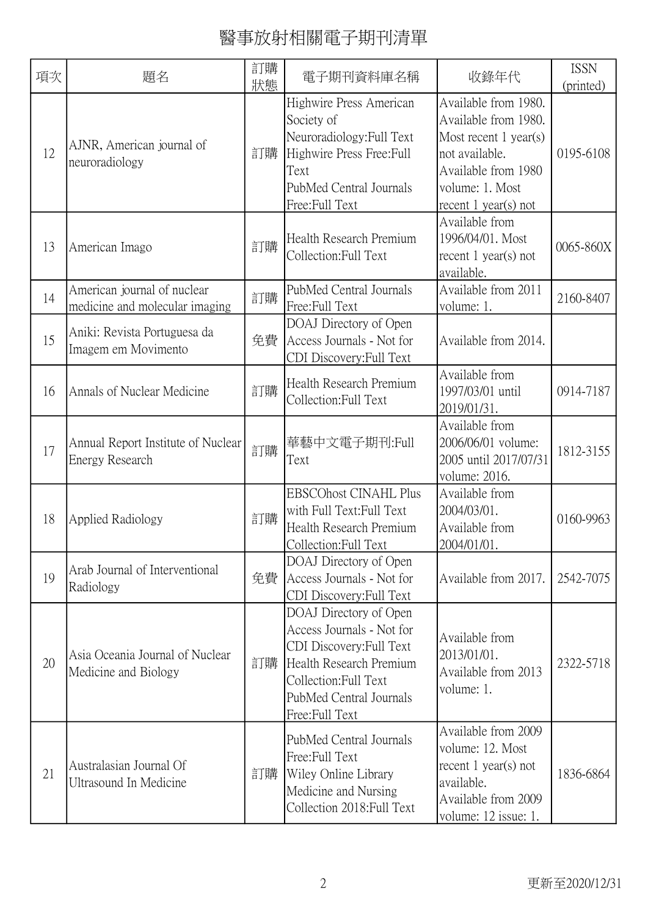# 醫事放射相關電子期刊清單

| 項次 | 題名 | 訂購狀態 | 電子期刊資料庫名稱 | 收錄年代 | ISSN (printed) |
|---|---|---|---|---|---|
| 12 | AJNR, American journal of neuroradiology | 訂購 | Highwire Press American Society of Neuroradiology:Full Text Highwire Press Free:Full Text PubMed Central Journals Free:Full Text | Available from 1980. Available from 1980. Most recent 1 year(s) not available. Available from 1980 volume: 1. Most recent 1 year(s) not | 0195-6108 |
| 13 | American Imago | 訂購 | Health Research Premium Collection:Full Text | Available from 1996/04/01. Most recent 1 year(s) not available. | 0065-860X |
| 14 | American journal of nuclear medicine and molecular imaging | 訂購 | PubMed Central Journals Free:Full Text | Available from 2011 volume: 1. | 2160-8407 |
| 15 | Aniki: Revista Portuguesa da Imagem em Movimento | 免費 | DOAJ Directory of Open Access Journals - Not for CDI Discovery:Full Text | Available from 2014. | |
| 16 | Annals of Nuclear Medicine | 訂購 | Health Research Premium Collection:Full Text | Available from 1997/03/01 until 2019/01/31. | 0914-7187 |
| 17 | Annual Report Institute of Nuclear Energy Research | 訂購 | 華藝中文電子期刊:Full Text | Available from 2006/06/01 volume: 2005 until 2017/07/31 volume: 2016. | 1812-3155 |
| 18 | Applied Radiology | 訂購 | EBSCOhost CINAHL Plus with Full Text:Full Text Health Research Premium Collection:Full Text | Available from 2004/03/01. Available from 2004/01/01. | 0160-9963 |
| 19 | Arab Journal of Interventional Radiology | 免費 | DOAJ Directory of Open Access Journals - Not for CDI Discovery:Full Text | Available from 2017. | 2542-7075 |
| 20 | Asia Oceania Journal of Nuclear Medicine and Biology | 訂購 | DOAJ Directory of Open Access Journals - Not for CDI Discovery:Full Text Health Research Premium Collection:Full Text PubMed Central Journals Free:Full Text | Available from 2013/01/01. Available from 2013 volume: 1. | 2322-5718 |
| 21 | Australasian Journal Of Ultrasound In Medicine | 訂購 | PubMed Central Journals Free:Full Text Wiley Online Library Medicine and Nursing Collection 2018:Full Text | Available from 2009 volume: 12. Most recent 1 year(s) not available. Available from 2009 volume: 12 issue: 1. | 1836-6864 |

更新至2020/12/31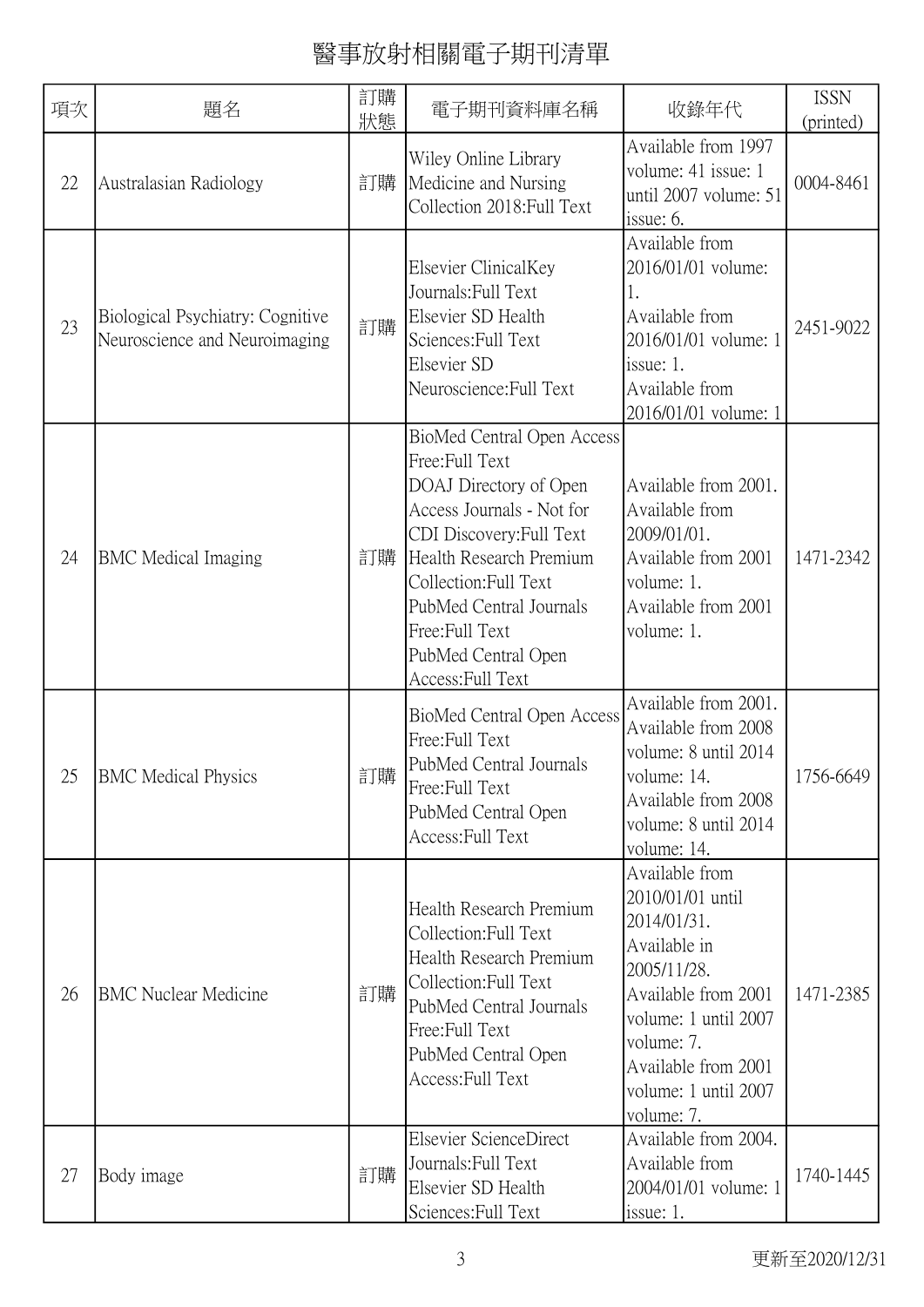# 醫事放射相關電子期刊清單

| 項次 | 題名 | 訂購狀態 | 電子期刊資料庫名稱 | 收錄年代 | ISSN (printed) |
|---|---|---|---|---|---|
| 22 | Australasian Radiology | 訂購 | Wiley Online Library Medicine and Nursing Collection 2018:Full Text | Available from 1997 volume: 41 issue: 1 until 2007 volume: 51 issue: 6. | 0004-8461 |
| 23 | Biological Psychiatry: Cognitive Neuroscience and Neuroimaging | 訂購 | Elsevier ClinicalKey Journals:Full Text<br>Elsevier SD Health Sciences:Full Text<br>Elsevier SD Neuroscience:Full Text | Available from 2016/01/01 volume: 1.<br>Available from 2016/01/01 volume: 1 issue: 1.<br>Available from 2016/01/01 volume: 1 | 2451-9022 |
| 24 | BMC Medical Imaging | 訂購 | BioMed Central Open Access Free:Full Text<br>DOAJ Directory of Open Access Journals - Not for CDI Discovery:Full Text<br>Health Research Premium Collection:Full Text<br>PubMed Central Journals Free:Full Text<br>PubMed Central Open Access:Full Text | Available from 2001.<br>Available from 2009/01/01.<br>Available from 2001 volume: 1.<br>Available from 2001 volume: 1. | 1471-2342 |
| 25 | BMC Medical Physics | 訂購 | BioMed Central Open Access Free:Full Text<br>PubMed Central Journals Free:Full Text<br>PubMed Central Open Access:Full Text | Available from 2001.<br>Available from 2008 volume: 8 until 2014 volume: 14.<br>Available from 2008 volume: 8 until 2014 volume: 14. | 1756-6649 |
| 26 | BMC Nuclear Medicine | 訂購 | Health Research Premium Collection:Full Text<br>Health Research Premium Collection:Full Text<br>PubMed Central Journals Free:Full Text<br>PubMed Central Open Access:Full Text | Available from 2010/01/01 until 2014/01/31.<br>Available in 2005/11/28.<br>Available from 2001 volume: 1 until 2007 volume: 7.<br>Available from 2001 volume: 1 until 2007 volume: 7. | 1471-2385 |
| 27 | Body image | 訂購 | Elsevier ScienceDirect Journals:Full Text<br>Elsevier SD Health Sciences:Full Text | Available from 2004.<br>Available from 2004/01/01 volume: 1 issue: 1. | 1740-1445 |

更新至2020/12/31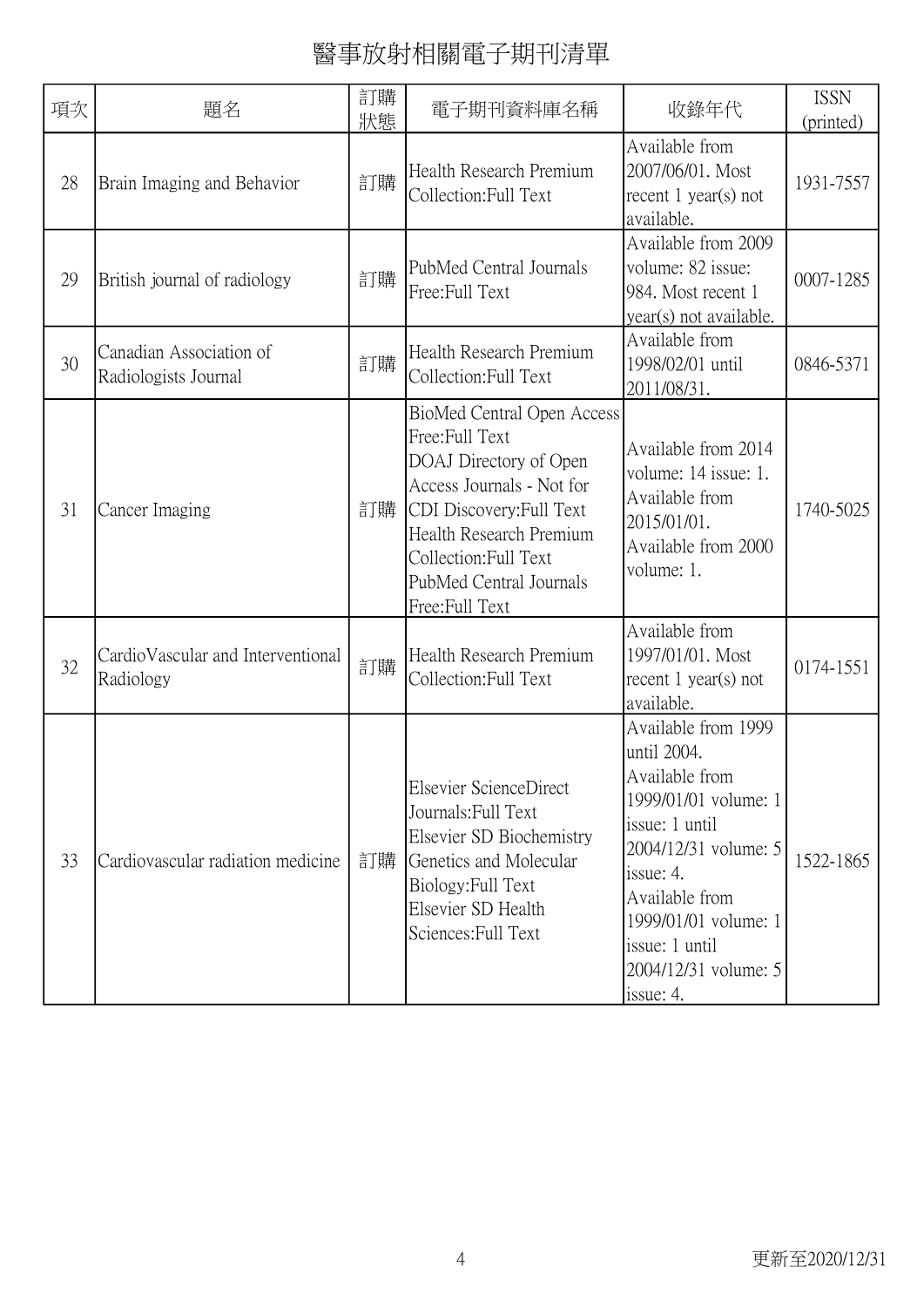# 醫事放射相關電子期刊清單

| 項次 | 題名 | 訂購狀態 | 電子期刊資料庫名稱 | 收錄年代 | ISSN (printed) |
| --- | --- | --- | --- | --- | --- |
| 28 | Brain Imaging and Behavior | 訂購 | Health Research Premium Collection:Full Text | Available from 2007/06/01. Most recent 1 year(s) not available. | 1931-7557 |
| 29 | British journal of radiology | 訂購 | PubMed Central Journals Free:Full Text | Available from 2009 volume: 82 issue: 984. Most recent 1 year(s) not available. | 0007-1285 |
| 30 | Canadian Association of Radiologists Journal | 訂購 | Health Research Premium Collection:Full Text | Available from 1998/02/01 until 2011/08/31. | 0846-5371 |
| 31 | Cancer Imaging | 訂購 | BioMed Central Open Access Free:Full Text<br>DOAJ Directory of Open Access Journals - Not for CDI Discovery:Full Text<br>Health Research Premium Collection:Full Text<br>PubMed Central Journals Free:Full Text | Available from 2014 volume: 14 issue: 1.<br>Available from 2015/01/01.<br>Available from 2000 volume: 1. | 1740-5025 |
| 32 | CardioVascular and Interventional Radiology | 訂購 | Health Research Premium Collection:Full Text | Available from 1997/01/01. Most recent 1 year(s) not available. | 0174-1551 |
| 33 | Cardiovascular radiation medicine | 訂購 | Elsevier ScienceDirect Journals:Full Text<br>Elsevier SD Biochemistry Genetics and Molecular Biology:Full Text<br>Elsevier SD Health Sciences:Full Text | Available from 1999 until 2004.<br>Available from 1999/01/01 volume: 1 issue: 1 until 2004/12/31 volume: 5 issue: 4.<br>Available from 1999/01/01 volume: 1 issue: 1 until 2004/12/31 volume: 5 issue: 4. | 1522-1865 |

更新至2020/12/31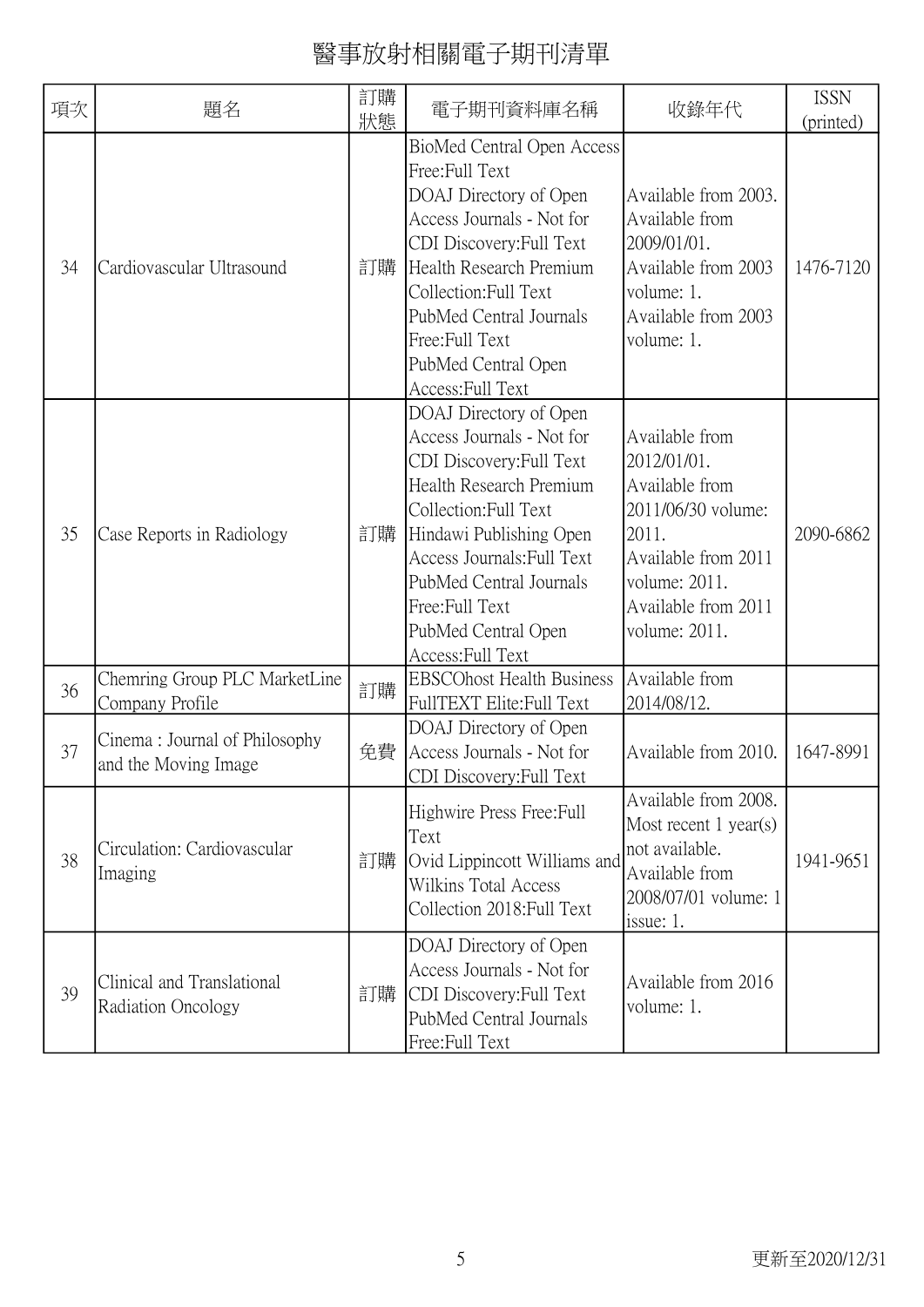# 醫事放射相關電子期刊清單

| 項次 | 題名 | 訂購狀態 | 電子期刊資料庫名稱 | 收錄年代 | ISSN (printed) |
|---|---|---|---|---|---|
| 34 | Cardiovascular Ultrasound | 訂購 | BioMed Central Open Access Free:Full Text<br>DOAJ Directory of Open Access Journals - Not for CDI Discovery:Full Text<br>Health Research Premium Collection:Full Text<br>PubMed Central Journals Free:Full Text<br>PubMed Central Open Access:Full Text | Available from 2003.<br>Available from 2009/01/01.<br>Available from 2003 volume: 1.<br>Available from 2003 volume: 1. | 1476-7120 |
| 35 | Case Reports in Radiology | 訂購 | DOAJ Directory of Open Access Journals - Not for CDI Discovery:Full Text<br>Health Research Premium Collection:Full Text<br>Hindawi Publishing Open Access Journals:Full Text<br>PubMed Central Journals Free:Full Text<br>PubMed Central Open Access:Full Text | Available from 2012/01/01.<br>Available from 2011/06/30 volume: 2011.<br>Available from 2011 volume: 2011.<br>Available from 2011 volume: 2011. | 2090-6862 |
| 36 | Chemring Group PLC MarketLine Company Profile | 訂購 | EBSCOhost Health Business FullTEXT Elite:Full Text | Available from 2014/08/12. | |
| 37 | Cinema : Journal of Philosophy and the Moving Image | 免費 | DOAJ Directory of Open Access Journals - Not for CDI Discovery:Full Text | Available from 2010. | 1647-8991 |
| 38 | Circulation: Cardiovascular Imaging | 訂購 | Highwire Press Free:Full Text<br>Ovid Lippincott Williams and Wilkins Total Access Collection 2018:Full Text | Available from 2008. Most recent 1 year(s) not available.<br>Available from 2008/07/01 volume: 1 issue: 1. | 1941-9651 |
| 39 | Clinical and Translational Radiation Oncology | 訂購 | DOAJ Directory of Open Access Journals - Not for CDI Discovery:Full Text<br>PubMed Central Journals Free:Full Text | Available from 2016 volume: 1. | |

更新至2020/12/31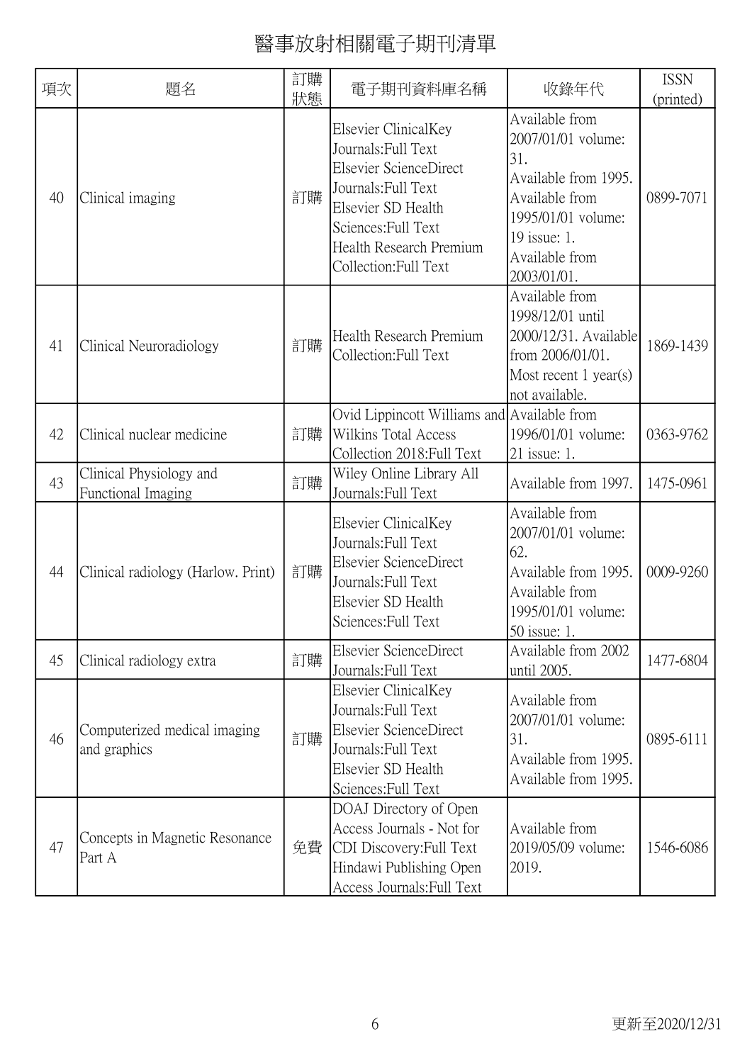# 醫事放射相關電子期刊清單

| 項次 | 題名 | 訂購狀態 | 電子期刊資料庫名稱 | 收錄年代 | ISSN (printed) |
|---|---|---|---|---|---|
| 40 | Clinical imaging | 訂購 | Elsevier ClinicalKey Journals:Full Text<br>Elsevier ScienceDirect Journals:Full Text<br>Elsevier SD Health Sciences:Full Text<br>Health Research Premium Collection:Full Text | Available from 2007/01/01 volume: 31.<br>Available from 1995.<br>Available from 1995/01/01 volume: 19 issue: 1.<br>Available from 2003/01/01. | 0899-7071 |
| 41 | Clinical Neuroradiology | 訂購 | Health Research Premium Collection:Full Text | Available from 1998/12/01 until 2000/12/31. Available from 2006/01/01. Most recent 1 year(s) not available. | 1869-1439 |
| 42 | Clinical nuclear medicine | 訂購 | Ovid Lippincott Williams and Wilkins Total Access Collection 2018:Full Text | Available from 1996/01/01 volume: 21 issue: 1. | 0363-9762 |
| 43 | Clinical Physiology and Functional Imaging | 訂購 | Wiley Online Library All Journals:Full Text | Available from 1997. | 1475-0961 |
| 44 | Clinical radiology (Harlow. Print) | 訂購 | Elsevier ClinicalKey Journals:Full Text<br>Elsevier ScienceDirect Journals:Full Text<br>Elsevier SD Health Sciences:Full Text | Available from 2007/01/01 volume: 62.<br>Available from 1995.<br>Available from 1995/01/01 volume: 50 issue: 1. | 0009-9260 |
| 45 | Clinical radiology extra | 訂購 | Elsevier ScienceDirect Journals:Full Text | Available from 2002 until 2005. | 1477-6804 |
| 46 | Computerized medical imaging and graphics | 訂購 | Elsevier ClinicalKey Journals:Full Text<br>Elsevier ScienceDirect Journals:Full Text<br>Elsevier SD Health Sciences:Full Text | Available from 2007/01/01 volume: 31.<br>Available from 1995.<br>Available from 1995. | 0895-6111 |
| 47 | Concepts in Magnetic Resonance Part A | 免費 | DOAJ Directory of Open Access Journals - Not for CDI Discovery:Full Text<br>Hindawi Publishing Open Access Journals:Full Text | Available from 2019/05/09 volume: 2019. | 1546-6086 |

更新至2020/12/31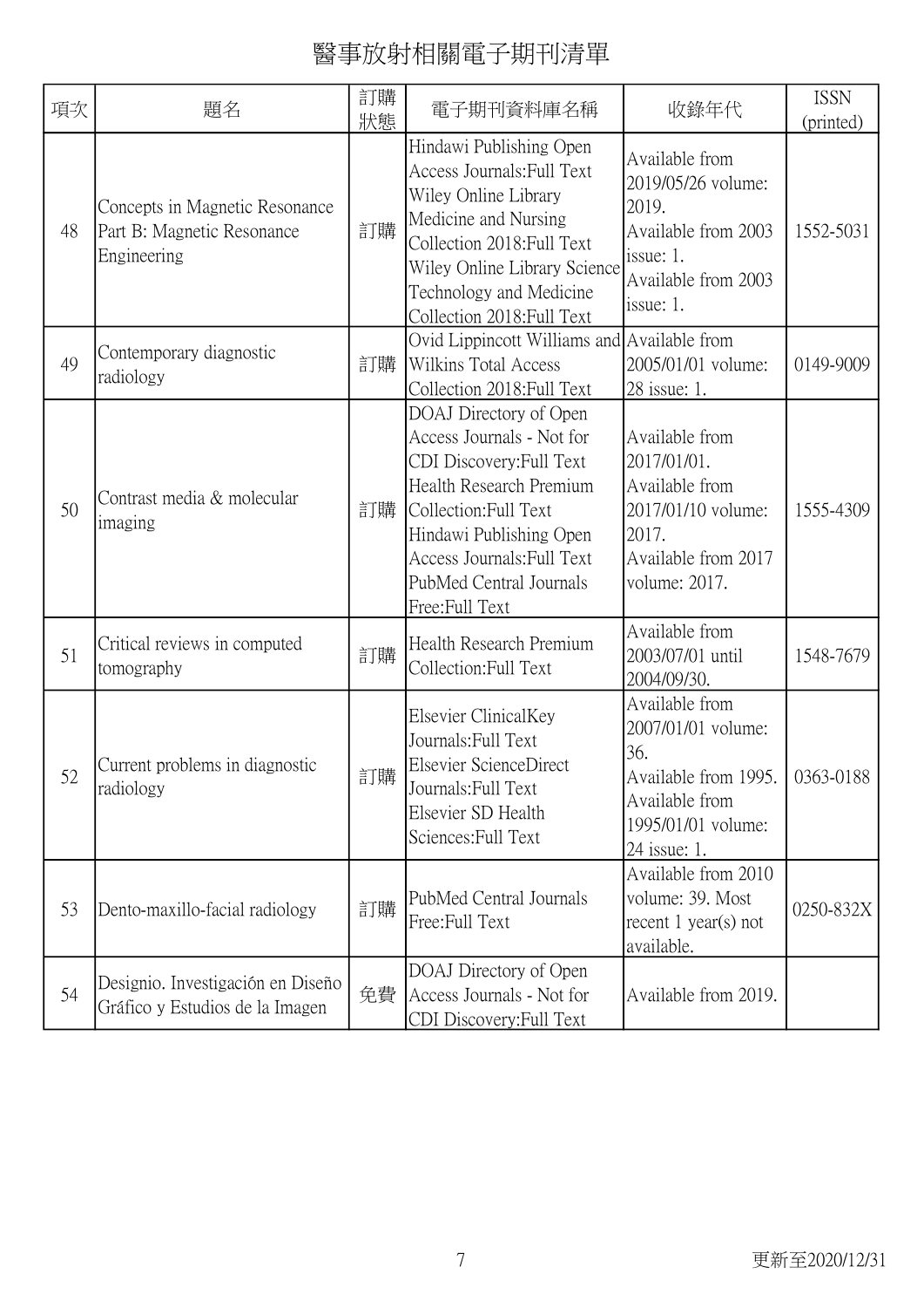# 醫事放射相關電子期刊清單

| 項次 | 題名 | 訂購狀態 | 電子期刊資料庫名稱 | 收錄年代 | ISSN (printed) |
|---|---|---|---|---|---|
| 48 | Concepts in Magnetic Resonance Part B: Magnetic Resonance Engineering | 訂購 | Hindawi Publishing Open Access Journals:Full Text Wiley Online Library Medicine and Nursing Collection 2018:Full Text Wiley Online Library Science Technology and Medicine Collection 2018:Full Text | Available from 2019/05/26 volume: 2019. Available from 2003 issue: 1. Available from 2003 issue: 1. | 1552-5031 |
| 49 | Contemporary diagnostic radiology | 訂購 | Ovid Lippincott Williams and Wilkins Total Access Collection 2018:Full Text | Available from 2005/01/01 volume: 28 issue: 1. | 0149-9009 |
| 50 | Contrast media & molecular imaging | 訂購 | DOAJ Directory of Open Access Journals - Not for CDI Discovery:Full Text Health Research Premium Collection:Full Text Hindawi Publishing Open Access Journals:Full Text PubMed Central Journals Free:Full Text | Available from 2017/01/01. Available from 2017/01/10 volume: 2017. Available from 2017 volume: 2017. | 1555-4309 |
| 51 | Critical reviews in computed tomography | 訂購 | Health Research Premium Collection:Full Text | Available from 2003/07/01 until 2004/09/30. | 1548-7679 |
| 52 | Current problems in diagnostic radiology | 訂購 | Elsevier ClinicalKey Journals:Full Text Elsevier ScienceDirect Journals:Full Text Elsevier SD Health Sciences:Full Text | Available from 2007/01/01 volume: 36. Available from 1995. Available from 1995/01/01 volume: 24 issue: 1. | 0363-0188 |
| 53 | Dento-maxillo-facial radiology | 訂購 | PubMed Central Journals Free:Full Text | Available from 2010 volume: 39. Most recent 1 year(s) not available. | 0250-832X |
| 54 | Designio. Investigación en Diseño Gráfico y Estudios de la Imagen | 免費 | DOAJ Directory of Open Access Journals - Not for CDI Discovery:Full Text | Available from 2019. | |

更新至2020/12/31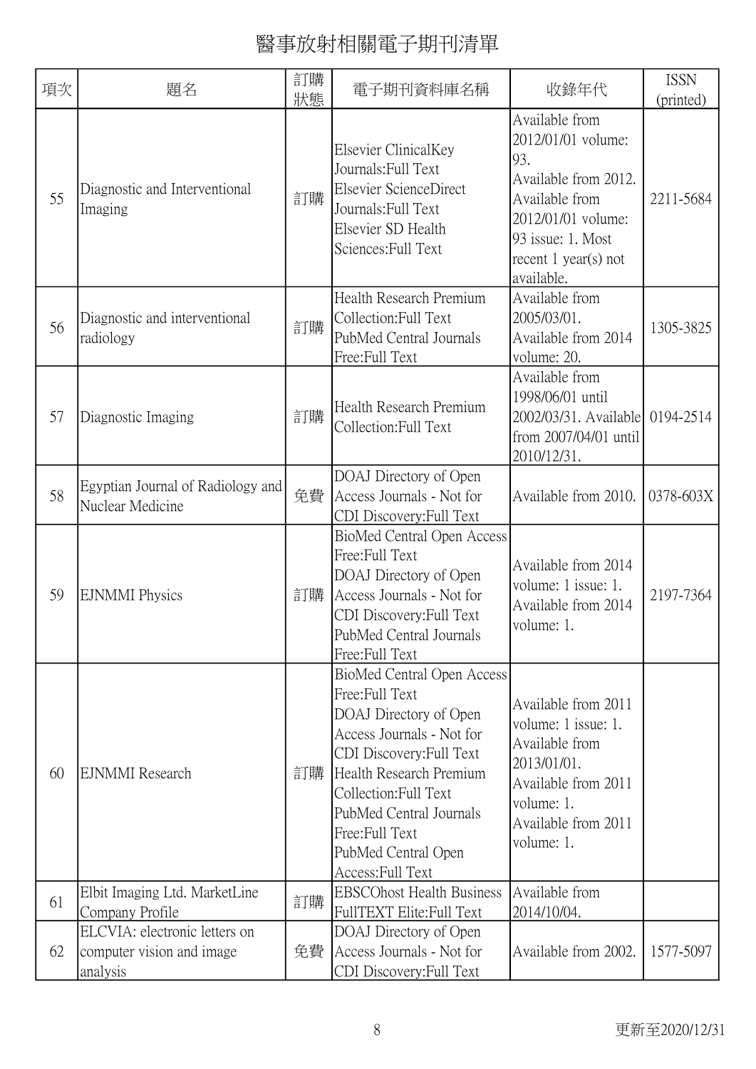# 醫事放射相關電子期刊清單

| 項次 | 題名 | 訂購狀態 | 電子期刊資料庫名稱 | 收錄年代 | ISSN (printed) |
|---|---|---|---|---|---|
| 55 | Diagnostic and Interventional Imaging | 訂購 | Elsevier ClinicalKey Journals:Full Text<br>Elsevier ScienceDirect Journals:Full Text<br>Elsevier SD Health Sciences:Full Text | Available from 2012/01/01 volume: 93.<br>Available from 2012.<br>Available from 2012/01/01 volume: 93 issue: 1. Most recent 1 year(s) not available. | 2211-5684 |
| 56 | Diagnostic and interventional radiology | 訂購 | Health Research Premium Collection:Full Text<br>PubMed Central Journals Free:Full Text | Available from 2005/03/01.<br>Available from 2014 volume: 20. | 1305-3825 |
| 57 | Diagnostic Imaging | 訂購 | Health Research Premium Collection:Full Text | Available from 1998/06/01 until 2002/03/31. Available from 2007/04/01 until 2010/12/31. | 0194-2514 |
| 58 | Egyptian Journal of Radiology and Nuclear Medicine | 免費 | DOAJ Directory of Open Access Journals - Not for CDI Discovery:Full Text | Available from 2010. | 0378-603X |
| 59 | EJNMMI Physics | 訂購 | BioMed Central Open Access Free:Full Text<br>DOAJ Directory of Open Access Journals - Not for CDI Discovery:Full Text<br>PubMed Central Journals Free:Full Text | Available from 2014 volume: 1 issue: 1.<br>Available from 2014 volume: 1. | 2197-7364 |
| 60 | EJNMMI Research | 訂購 | BioMed Central Open Access Free:Full Text<br>DOAJ Directory of Open Access Journals - Not for CDI Discovery:Full Text<br>Health Research Premium Collection:Full Text<br>PubMed Central Journals Free:Full Text<br>PubMed Central Open Access:Full Text | Available from 2011 volume: 1 issue: 1.<br>Available from 2013/01/01.<br>Available from 2011 volume: 1.<br>Available from 2011 volume: 1. | |
| 61 | Elbit Imaging Ltd. MarketLine Company Profile | 訂購 | EBSCOhost Health Business FullTEXT Elite:Full Text | Available from 2014/10/04. | |
| 62 | ELCVIA: electronic letters on computer vision and image analysis | 免費 | DOAJ Directory of Open Access Journals - Not for CDI Discovery:Full Text | Available from 2002. | 1577-5097 |

更新至2020/12/31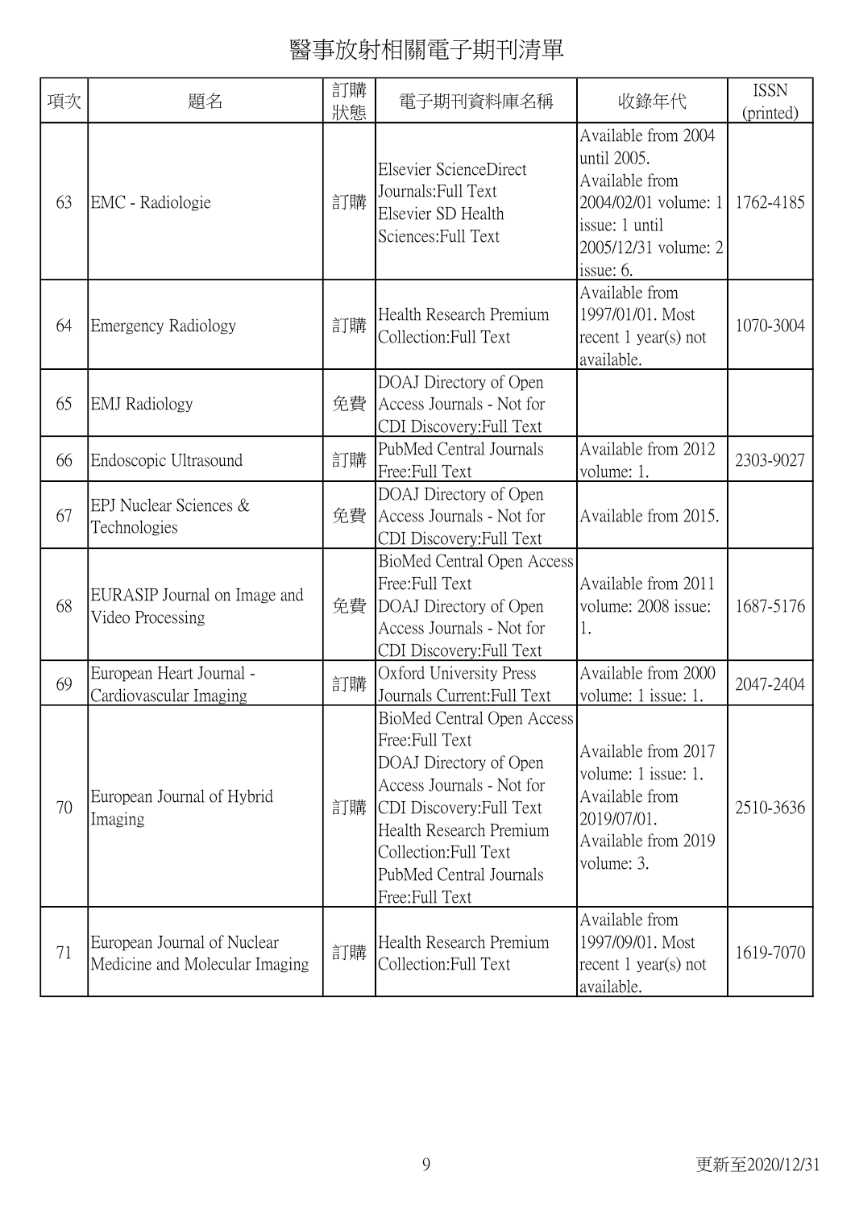# 醫事放射相關電子期刊清單

| 項次 | 題名 | 訂購狀態 | 電子期刊資料庫名稱 | 收錄年代 | ISSN (printed) |
|---|---|---|---|---|---|
| 63 | EMC - Radiologie | 訂購 | Elsevier ScienceDirect Journals:Full Text Elsevier SD Health Sciences:Full Text | Available from 2004 until 2005. Available from 2004/02/01 volume: 1 issue: 1 until 2005/12/31 volume: 2 issue: 6. | 1762-4185 |
| 64 | Emergency Radiology | 訂購 | Health Research Premium Collection:Full Text | Available from 1997/01/01. Most recent 1 year(s) not available. | 1070-3004 |
| 65 | EMJ Radiology | 免費 | DOAJ Directory of Open Access Journals - Not for CDI Discovery:Full Text | | |
| 66 | Endoscopic Ultrasound | 訂購 | PubMed Central Journals Free:Full Text | Available from 2012 volume: 1. | 2303-9027 |
| 67 | EPJ Nuclear Sciences & Technologies | 免費 | DOAJ Directory of Open Access Journals - Not for CDI Discovery:Full Text | Available from 2015. | |
| 68 | EURASIP Journal on Image and Video Processing | 免費 | BioMed Central Open Access Free:Full Text DOAJ Directory of Open Access Journals - Not for CDI Discovery:Full Text | Available from 2011 volume: 2008 issue: 1. | 1687-5176 |
| 69 | European Heart Journal - Cardiovascular Imaging | 訂購 | Oxford University Press Journals Current:Full Text | Available from 2000 volume: 1 issue: 1. | 2047-2404 |
| 70 | European Journal of Hybrid Imaging | 訂購 | BioMed Central Open Access Free:Full Text DOAJ Directory of Open Access Journals - Not for CDI Discovery:Full Text Health Research Premium Collection:Full Text PubMed Central Journals Free:Full Text | Available from 2017 volume: 1 issue: 1. Available from 2019/07/01. Available from 2019 volume: 3. | 2510-3636 |
| 71 | European Journal of Nuclear Medicine and Molecular Imaging | 訂購 | Health Research Premium Collection:Full Text | Available from 1997/09/01. Most recent 1 year(s) not available. | 1619-7070 |

更新至2020/12/31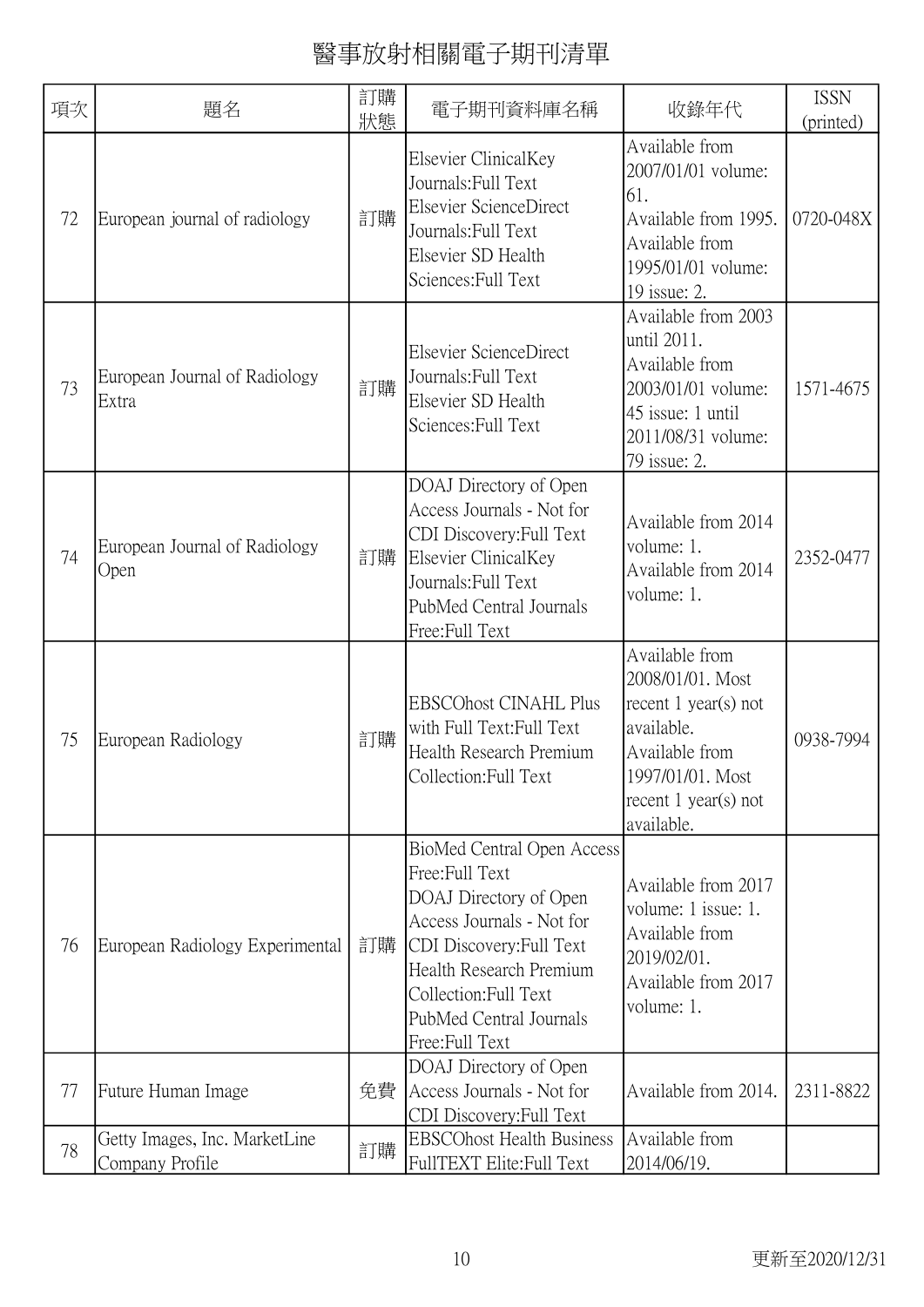# 醫事放射相關電子期刊清單

| 項次 | 題名 | 訂購狀態 | 電子期刊資料庫名稱 | 收錄年代 | ISSN (printed) |
|---|---|---|---|---|---|
| 72 | European journal of radiology | 訂購 | Elsevier ClinicalKey Journals:Full Text<br>Elsevier ScienceDirect Journals:Full Text<br>Elsevier SD Health Sciences:Full Text | Available from 2007/01/01 volume: 61.<br>Available from 1995.<br>Available from 1995/01/01 volume: 19 issue: 2. | 0720-048X |
| 73 | European Journal of Radiology Extra | 訂購 | Elsevier ScienceDirect Journals:Full Text<br>Elsevier SD Health Sciences:Full Text | Available from 2003 until 2011.<br>Available from 2003/01/01 volume: 45 issue: 1 until 2011/08/31 volume: 79 issue: 2. | 1571-4675 |
| 74 | European Journal of Radiology Open | 訂購 | DOAJ Directory of Open Access Journals - Not for CDI Discovery:Full Text<br>Elsevier ClinicalKey Journals:Full Text<br>PubMed Central Journals Free:Full Text | Available from 2014 volume: 1.<br>Available from 2014 volume: 1. | 2352-0477 |
| 75 | European Radiology | 訂購 | EBSCOhost CINAHL Plus with Full Text:Full Text<br>Health Research Premium Collection:Full Text | Available from 2008/01/01. Most recent 1 year(s) not available.<br>Available from 1997/01/01. Most recent 1 year(s) not available. | 0938-7994 |
| 76 | European Radiology Experimental | 訂購 | BioMed Central Open Access Free:Full Text<br>DOAJ Directory of Open Access Journals - Not for CDI Discovery:Full Text<br>Health Research Premium Collection:Full Text<br>PubMed Central Journals Free:Full Text | Available from 2017 volume: 1 issue: 1.<br>Available from 2019/02/01.<br>Available from 2017 volume: 1. | |
| 77 | Future Human Image | 免費 | DOAJ Directory of Open Access Journals - Not for CDI Discovery:Full Text | Available from 2014. | 2311-8822 |
| 78 | Getty Images, Inc. MarketLine Company Profile | 訂購 | EBSCOhost Health Business FullTEXT Elite:Full Text | Available from 2014/06/19. | |

更新至2020/12/31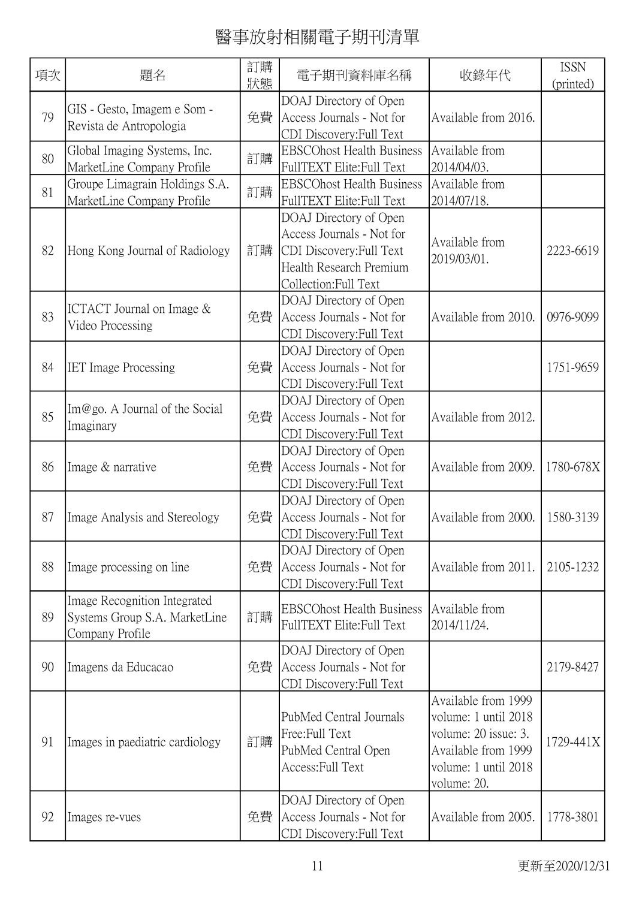# 醫事放射相關電子期刊清單

| 項次 | 題名 | 訂購狀態 | 電子期刊資料庫名稱 | 收錄年代 | ISSN (printed) |
|---|---|---|---|---|---|
| 79 | GIS - Gesto, Imagem e Som - Revista de Antropologia | 免費 | DOAJ Directory of Open Access Journals - Not for CDI Discovery:Full Text | Available from 2016. | |
| 80 | Global Imaging Systems, Inc. MarketLine Company Profile | 訂購 | EBSCOhost Health Business FullTEXT Elite:Full Text | Available from 2014/04/03. | |
| 81 | Groupe Limagrain Holdings S.A. MarketLine Company Profile | 訂購 | EBSCOhost Health Business FullTEXT Elite:Full Text | Available from 2014/07/18. | |
| 82 | Hong Kong Journal of Radiology | 訂購 | DOAJ Directory of Open Access Journals - Not for CDI Discovery:Full Text Health Research Premium Collection:Full Text | Available from 2019/03/01. | 2223-6619 |
| 83 | ICTACT Journal on Image & Video Processing | 免費 | DOAJ Directory of Open Access Journals - Not for CDI Discovery:Full Text | Available from 2010. | 0976-9099 |
| 84 | IET Image Processing | 免費 | DOAJ Directory of Open Access Journals - Not for CDI Discovery:Full Text | | 1751-9659 |
| 85 | Im@go. A Journal of the Social Imaginary | 免費 | DOAJ Directory of Open Access Journals - Not for CDI Discovery:Full Text | Available from 2012. | |
| 86 | Image & narrative | 免費 | DOAJ Directory of Open Access Journals - Not for CDI Discovery:Full Text | Available from 2009. | 1780-678X |
| 87 | Image Analysis and Stereology | 免費 | DOAJ Directory of Open Access Journals - Not for CDI Discovery:Full Text | Available from 2000. | 1580-3139 |
| 88 | Image processing on line | 免費 | DOAJ Directory of Open Access Journals - Not for CDI Discovery:Full Text | Available from 2011. | 2105-1232 |
| 89 | Image Recognition Integrated Systems Group S.A. MarketLine Company Profile | 訂購 | EBSCOhost Health Business FullTEXT Elite:Full Text | Available from 2014/11/24. | |
| 90 | Imagens da Educacao | 免費 | DOAJ Directory of Open Access Journals - Not for CDI Discovery:Full Text | | 2179-8427 |
| 91 | Images in paediatric cardiology | 訂購 | PubMed Central Journals Free:Full Text PubMed Central Open Access:Full Text | Available from 1999 volume: 1 until 2018 volume: 20 issue: 3. Available from 1999 volume: 1 until 2018 volume: 20. | 1729-441X |
| 92 | Images re-vues | 免費 | DOAJ Directory of Open Access Journals - Not for CDI Discovery:Full Text | Available from 2005. | 1778-3801 |

更新至2020/12/31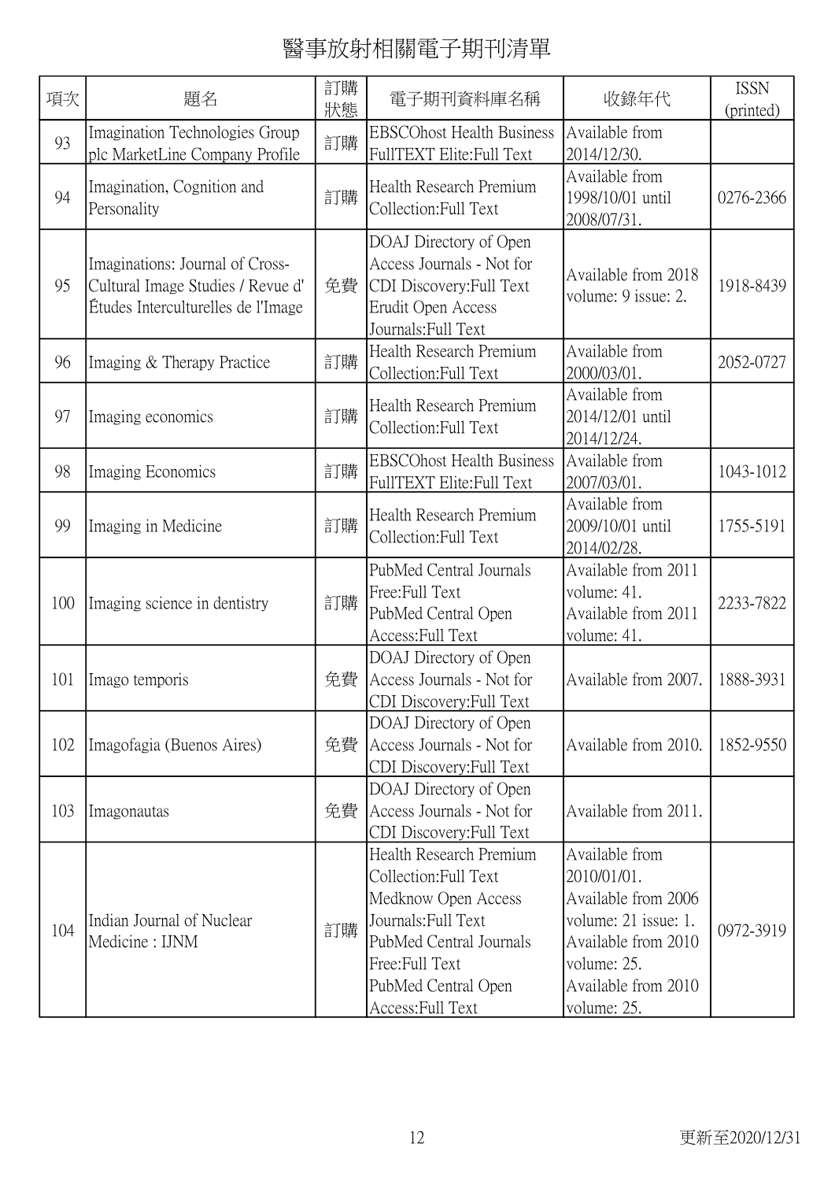# 醫事放射相關電子期刊清單

| 項次 | 題名 | 訂購狀態 | 電子期刊資料庫名稱 | 收錄年代 | ISSN (printed) |
|---|---|---|---|---|---|
| 93 | Imagination Technologies Group plc MarketLine Company Profile | 訂購 | EBSCOhost Health Business FullTEXT Elite:Full Text | Available from 2014/12/30. | |
| 94 | Imagination, Cognition and Personality | 訂購 | Health Research Premium Collection:Full Text | Available from 1998/10/01 until 2008/07/31. | 0276-2366 |
| 95 | Imaginations: Journal of Cross-Cultural Image Studies / Revue d' Études Interculturelles de l'Image | 免費 | DOAJ Directory of Open Access Journals - Not for CDI Discovery:Full Text<br>Erudit Open Access Journals:Full Text | Available from 2018 volume: 9 issue: 2. | 1918-8439 |
| 96 | Imaging & Therapy Practice | 訂購 | Health Research Premium Collection:Full Text | Available from 2000/03/01. | 2052-0727 |
| 97 | Imaging economics | 訂購 | Health Research Premium Collection:Full Text | Available from 2014/12/01 until 2014/12/24. | |
| 98 | Imaging Economics | 訂購 | EBSCOhost Health Business FullTEXT Elite:Full Text | Available from 2007/03/01. | 1043-1012 |
| 99 | Imaging in Medicine | 訂購 | Health Research Premium Collection:Full Text | Available from 2009/10/01 until 2014/02/28. | 1755-5191 |
| 100 | Imaging science in dentistry | 訂購 | PubMed Central Journals Free:Full Text<br>PubMed Central Open Access:Full Text | Available from 2011 volume: 41.<br>Available from 2011 volume: 41. | 2233-7822 |
| 101 | Imago temporis | 免費 | DOAJ Directory of Open Access Journals - Not for CDI Discovery:Full Text | Available from 2007. | 1888-3931 |
| 102 | Imagofagia (Buenos Aires) | 免費 | DOAJ Directory of Open Access Journals - Not for CDI Discovery:Full Text | Available from 2010. | 1852-9550 |
| 103 | Imagonautas | 免費 | DOAJ Directory of Open Access Journals - Not for CDI Discovery:Full Text | Available from 2011. | |
| 104 | Indian Journal of Nuclear Medicine : IJNM | 訂購 | Health Research Premium Collection:Full Text<br>Medknow Open Access Journals:Full Text<br>PubMed Central Journals Free:Full Text<br>PubMed Central Open Access:Full Text | Available from 2010/01/01.<br>Available from 2006 volume: 21 issue: 1.<br>Available from 2010 volume: 25.<br>Available from 2010 volume: 25. | 0972-3919 |

更新至2020/12/31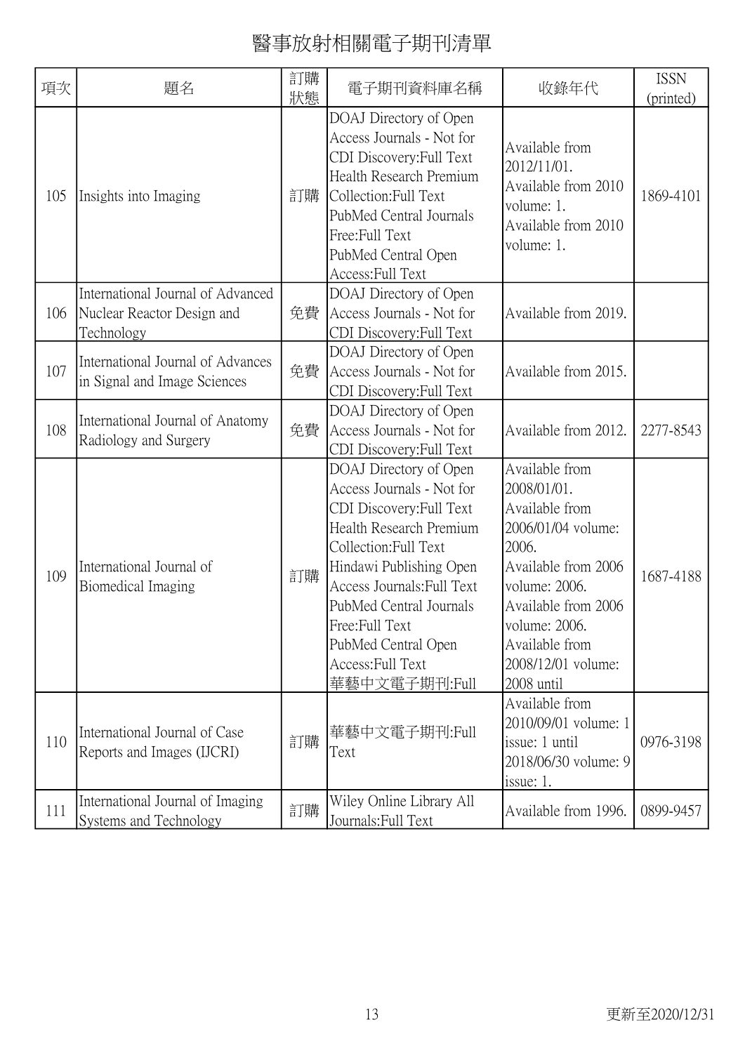# 醫事放射相關電子期刊清單

| 項次 | 題名 | 訂購狀態 | 電子期刊資料庫名稱 | 收錄年代 | ISSN (printed) |
|---|---|---|---|---|---|
| 105 | Insights into Imaging | 訂購 | DOAJ Directory of Open Access Journals - Not for CDI Discovery:Full Text<br>Health Research Premium Collection:Full Text<br>PubMed Central Journals Free:Full Text<br>PubMed Central Open Access:Full Text | Available from 2012/11/01.<br>Available from 2010 volume: 1.<br>Available from 2010 volume: 1. | 1869-4101 |
| 106 | International Journal of Advanced Nuclear Reactor Design and Technology | 免費 | DOAJ Directory of Open Access Journals - Not for CDI Discovery:Full Text | Available from 2019. | |
| 107 | International Journal of Advances in Signal and Image Sciences | 免費 | DOAJ Directory of Open Access Journals - Not for CDI Discovery:Full Text | Available from 2015. | |
| 108 | International Journal of Anatomy Radiology and Surgery | 免費 | DOAJ Directory of Open Access Journals - Not for CDI Discovery:Full Text | Available from 2012. | 2277-8543 |
| 109 | International Journal of Biomedical Imaging | 訂購 | DOAJ Directory of Open Access Journals - Not for CDI Discovery:Full Text<br>Health Research Premium Collection:Full Text<br>Hindawi Publishing Open Access Journals:Full Text<br>PubMed Central Journals Free:Full Text<br>PubMed Central Open Access:Full Text<br>華藝中文電子期刊:Full | Available from 2008/01/01.<br>Available from 2006/01/04 volume: 2006.<br>Available from 2006 volume: 2006.<br>Available from 2006 volume: 2006.<br>Available from 2008/12/01 volume: 2008 until | 1687-4188 |
| 110 | International Journal of Case Reports and Images (IJCRI) | 訂購 | 華藝中文電子期刊:Full Text | Available from 2010/09/01 volume: 1 issue: 1 until 2018/06/30 volume: 9 issue: 1. | 0976-3198 |
| 111 | International Journal of Imaging Systems and Technology | 訂購 | Wiley Online Library All Journals:Full Text | Available from 1996. | 0899-9457 |

更新至2020/12/31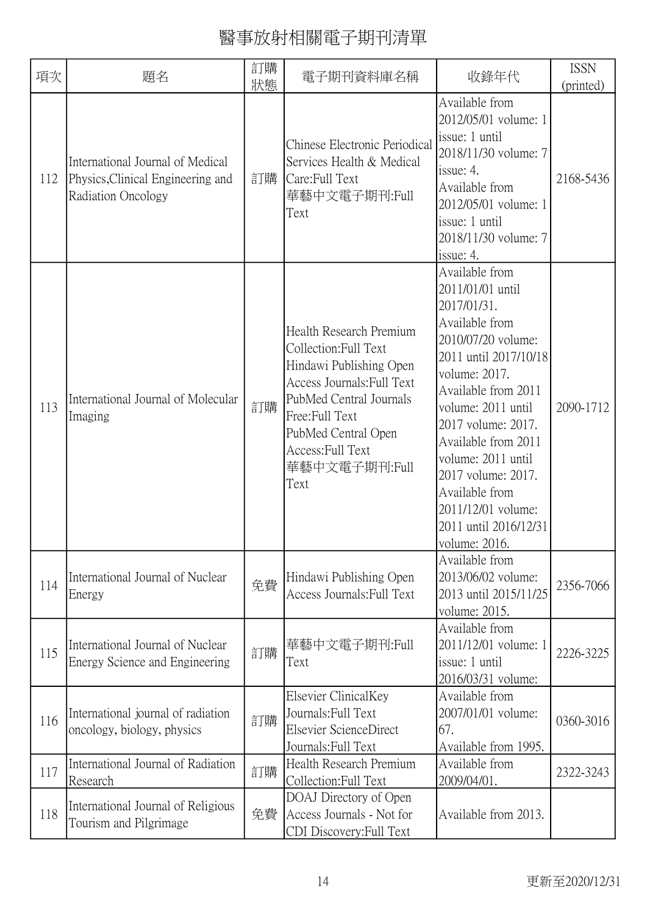# 醫事放射相關電子期刊清單

| 項次 | 題名 | 訂購狀態 | 電子期刊資料庫名稱 | 收錄年代 | ISSN (printed) |
|---|---|---|---|---|---|
| 112 | International Journal of Medical Physics,Clinical Engineering and Radiation Oncology | 訂購 | Chinese Electronic Periodical Services Health & Medical Care:Full Text<br>華藝中文電子期刊:Full Text | Available from 2012/05/01 volume: 1 issue: 1 until 2018/11/30 volume: 7 issue: 4.<br>Available from 2012/05/01 volume: 1 issue: 1 until 2018/11/30 volume: 7 issue: 4. | 2168-5436 |
| 113 | International Journal of Molecular Imaging | 訂購 | Health Research Premium Collection:Full Text<br>Hindawi Publishing Open Access Journals:Full Text<br>PubMed Central Journals Free:Full Text<br>PubMed Central Open Access:Full Text<br>華藝中文電子期刊:Full Text | Available from 2011/01/01 until 2017/01/31.<br>Available from 2010/07/20 volume: 2011 until 2017/10/18 volume: 2017.<br>Available from 2011 volume: 2011 until 2017 volume: 2017.<br>Available from 2011 volume: 2011 until 2017 volume: 2017.<br>Available from 2011/12/01 volume: 2011 until 2016/12/31 volume: 2016. | 2090-1712 |
| 114 | International Journal of Nuclear Energy | 免費 | Hindawi Publishing Open Access Journals:Full Text | Available from 2013/06/02 volume: 2013 until 2015/11/25 volume: 2015. | 2356-7066 |
| 115 | International Journal of Nuclear Energy Science and Engineering | 訂購 | 華藝中文電子期刊:Full Text | Available from 2011/12/01 volume: 1 issue: 1 until 2016/03/31 volume: | 2226-3225 |
| 116 | International journal of radiation oncology, biology, physics | 訂購 | Elsevier ClinicalKey Journals:Full Text<br>Elsevier ScienceDirect Journals:Full Text | Available from 2007/01/01 volume: 67.<br>Available from 1995. | 0360-3016 |
| 117 | International Journal of Radiation Research | 訂購 | Health Research Premium Collection:Full Text | Available from 2009/04/01. | 2322-3243 |
| 118 | International Journal of Religious Tourism and Pilgrimage | 免費 | DOAJ Directory of Open Access Journals - Not for CDI Discovery:Full Text | Available from 2013. | |

更新至2020/12/31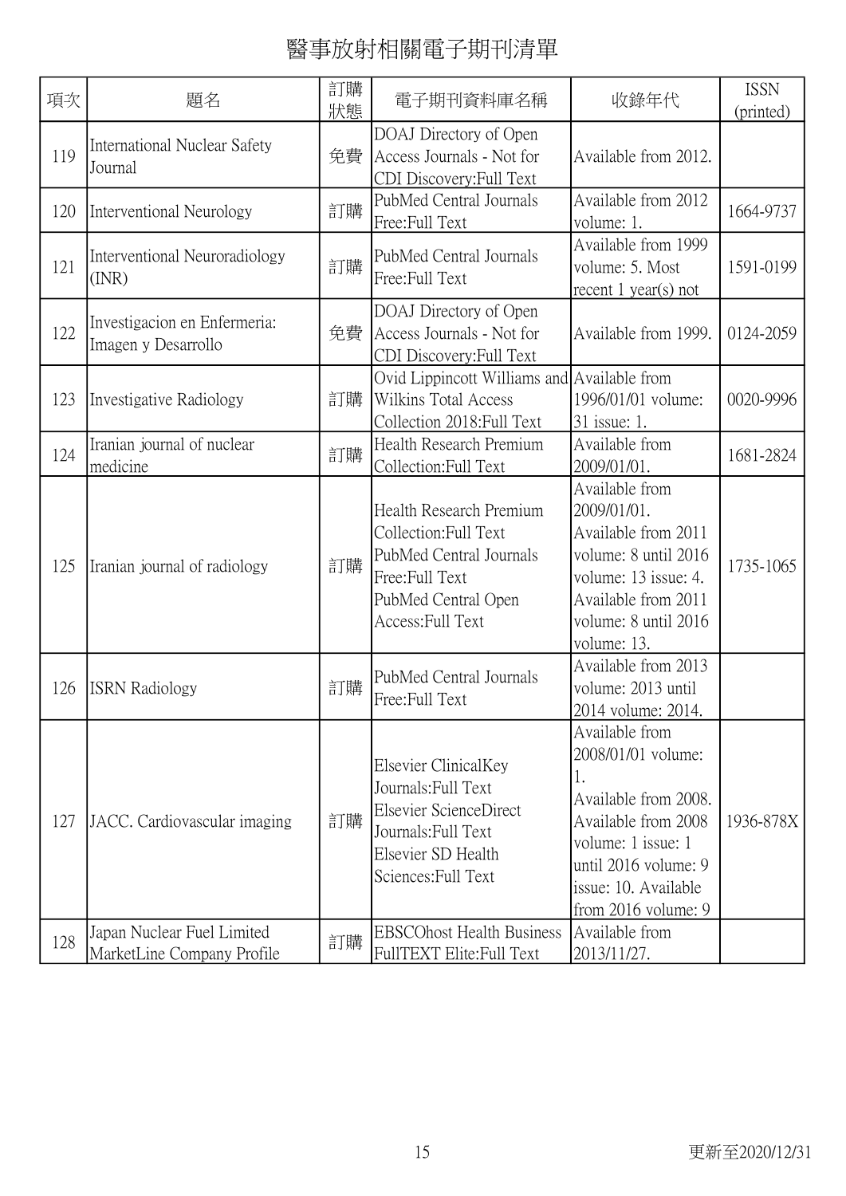# 醫事放射相關電子期刊清單

| 項次 | 題名 | 訂購狀態 | 電子期刊資料庫名稱 | 收錄年代 | ISSN (printed) |
| --- | --- | --- | --- | --- | --- |
| 119 | International Nuclear Safety Journal | 免費 | DOAJ Directory of Open Access Journals - Not for CDI Discovery:Full Text | Available from 2012. | |
| 120 | Interventional Neurology | 訂購 | PubMed Central Journals Free:Full Text | Available from 2012 volume: 1. | 1664-9737 |
| 121 | Interventional Neuroradiology (INR) | 訂購 | PubMed Central Journals Free:Full Text | Available from 1999 volume: 5. Most recent 1 year(s) not | 1591-0199 |
| 122 | Investigacion en Enfermeria: Imagen y Desarrollo | 免費 | DOAJ Directory of Open Access Journals - Not for CDI Discovery:Full Text | Available from 1999. | 0124-2059 |
| 123 | Investigative Radiology | 訂購 | Ovid Lippincott Williams and Wilkins Total Access Collection 2018:Full Text | Available from 1996/01/01 volume: 31 issue: 1. | 0020-9996 |
| 124 | Iranian journal of nuclear medicine | 訂購 | Health Research Premium Collection:Full Text | Available from 2009/01/01. | 1681-2824 |
| 125 | Iranian journal of radiology | 訂購 | Health Research Premium Collection:Full Text<br>PubMed Central Journals Free:Full Text<br>PubMed Central Open Access:Full Text | Available from 2009/01/01.<br>Available from 2011 volume: 8 until 2016 volume: 13 issue: 4.<br>Available from 2011 volume: 8 until 2016 volume: 13. | 1735-1065 |
| 126 | ISRN Radiology | 訂購 | PubMed Central Journals Free:Full Text | Available from 2013 volume: 2013 until 2014 volume: 2014. | |
| 127 | JACC. Cardiovascular imaging | 訂購 | Elsevier ClinicalKey Journals:Full Text<br>Elsevier ScienceDirect Journals:Full Text<br>Elsevier SD Health Sciences:Full Text | Available from 2008/01/01 volume: 1.<br>Available from 2008.<br>Available from 2008 volume: 1 issue: 1 until 2016 volume: 9 issue: 10. Available from 2016 volume: 9 | 1936-878X |
| 128 | Japan Nuclear Fuel Limited MarketLine Company Profile | 訂購 | EBSCOhost Health Business FullTEXT Elite:Full Text | Available from 2013/11/27. | |

更新至2020/12/31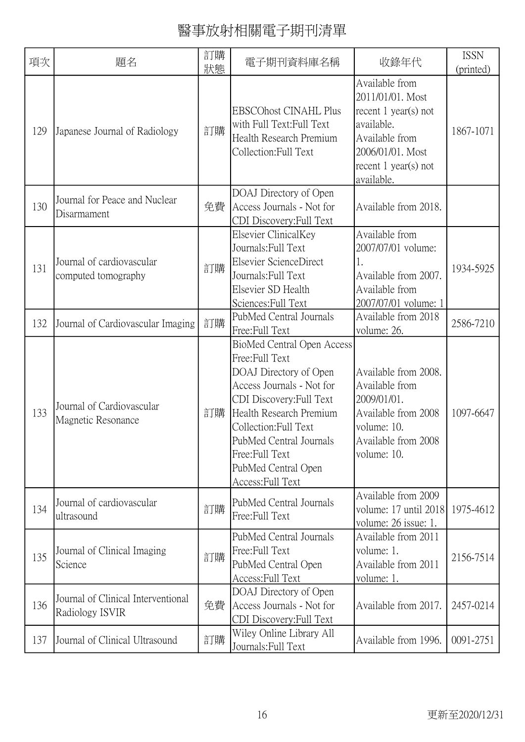# 醫事放射相關電子期刊清單

| 項次 | 題名 | 訂購狀態 | 電子期刊資料庫名稱 | 收錄年代 | ISSN (printed) |
|---|---|---|---|---|---|
| 129 | Japanese Journal of Radiology | 訂購 | EBSCOhost CINAHL Plus with Full Text:Full Text Health Research Premium Collection:Full Text | Available from 2011/01/01. Most recent 1 year(s) not available. Available from 2006/01/01. Most recent 1 year(s) not available. | 1867-1071 |
| 130 | Journal for Peace and Nuclear Disarmament | 免費 | DOAJ Directory of Open Access Journals - Not for CDI Discovery:Full Text | Available from 2018. | |
| 131 | Journal of cardiovascular computed tomography | 訂購 | Elsevier ClinicalKey Journals:Full Text Elsevier ScienceDirect Journals:Full Text Elsevier SD Health Sciences:Full Text | Available from 2007/07/01 volume: 1. Available from 2007. Available from 2007/07/01 volume: 1 | 1934-5925 |
| 132 | Journal of Cardiovascular Imaging | 訂購 | PubMed Central Journals Free:Full Text | Available from 2018 volume: 26. | 2586-7210 |
| 133 | Journal of Cardiovascular Magnetic Resonance | 訂購 | BioMed Central Open Access Free:Full Text DOAJ Directory of Open Access Journals - Not for CDI Discovery:Full Text Health Research Premium Collection:Full Text PubMed Central Journals Free:Full Text PubMed Central Open Access:Full Text | Available from 2008. Available from 2009/01/01. Available from 2008 volume: 10. Available from 2008 volume: 10. | 1097-6647 |
| 134 | Journal of cardiovascular ultrasound | 訂購 | PubMed Central Journals Free:Full Text | Available from 2009 volume: 17 until 2018 volume: 26 issue: 1. | 1975-4612 |
| 135 | Journal of Clinical Imaging Science | 訂購 | PubMed Central Journals Free:Full Text PubMed Central Open Access:Full Text | Available from 2011 volume: 1. Available from 2011 volume: 1. | 2156-7514 |
| 136 | Journal of Clinical Interventional Radiology ISVIR | 免費 | DOAJ Directory of Open Access Journals - Not for CDI Discovery:Full Text | Available from 2017. | 2457-0214 |
| 137 | Journal of Clinical Ultrasound | 訂購 | Wiley Online Library All Journals:Full Text | Available from 1996. | 0091-2751 |

更新至2020/12/31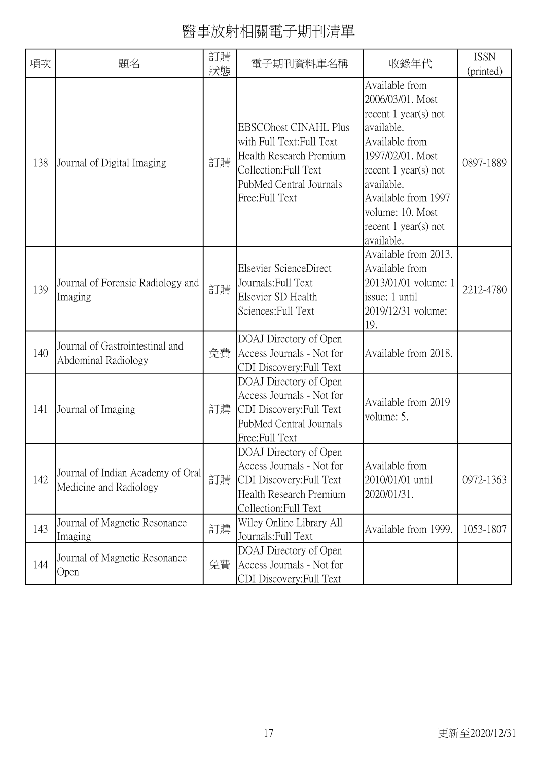# 醫事放射相關電子期刊清單

| 項次 | 題名 | 訂購狀態 | 電子期刊資料庫名稱 | 收錄年代 | ISSN (printed) |
|---|---|---|---|---|---|
| 138 | Journal of Digital Imaging | 訂購 | EBSCOhost CINAHL Plus with Full Text:Full Text Health Research Premium Collection:Full Text PubMed Central Journals Free:Full Text | Available from 2006/03/01. Most recent 1 year(s) not available. Available from 1997/02/01. Most recent 1 year(s) not available. Available from 1997 volume: 10. Most recent 1 year(s) not available. | 0897-1889 |
| 139 | Journal of Forensic Radiology and Imaging | 訂購 | Elsevier ScienceDirect Journals:Full Text Elsevier SD Health Sciences:Full Text | Available from 2013. Available from 2013/01/01 volume: 1 issue: 1 until 2019/12/31 volume: 19. | 2212-4780 |
| 140 | Journal of Gastrointestinal and Abdominal Radiology | 免費 | DOAJ Directory of Open Access Journals - Not for CDI Discovery:Full Text | Available from 2018. | |
| 141 | Journal of Imaging | 訂購 | DOAJ Directory of Open Access Journals - Not for CDI Discovery:Full Text PubMed Central Journals Free:Full Text | Available from 2019 volume: 5. | |
| 142 | Journal of Indian Academy of Oral Medicine and Radiology | 訂購 | DOAJ Directory of Open Access Journals - Not for CDI Discovery:Full Text Health Research Premium Collection:Full Text | Available from 2010/01/01 until 2020/01/31. | 0972-1363 |
| 143 | Journal of Magnetic Resonance Imaging | 訂購 | Wiley Online Library All Journals:Full Text | Available from 1999. | 1053-1807 |
| 144 | Journal of Magnetic Resonance Open | 免費 | DOAJ Directory of Open Access Journals - Not for CDI Discovery:Full Text | | |

更新至2020/12/31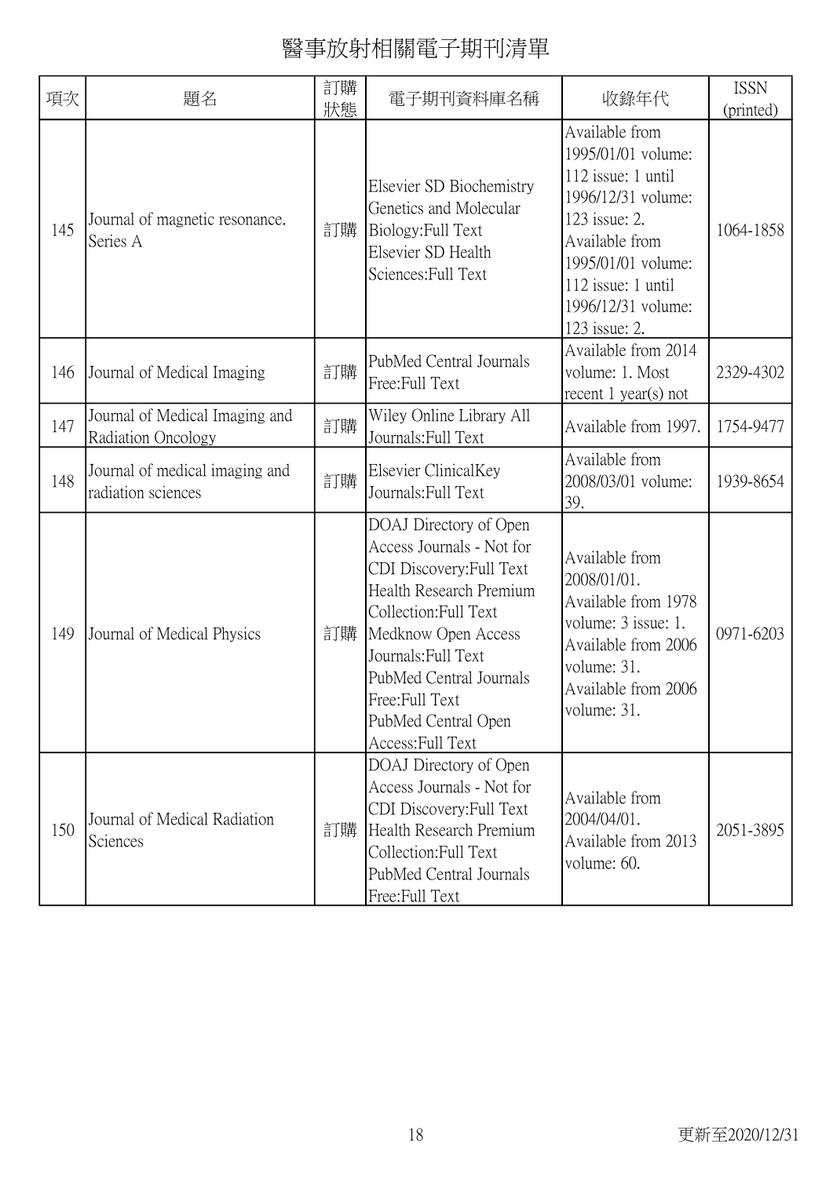# 醫事放射相關電子期刊清單

| 項次 | 題名 | 訂購狀態 | 電子期刊資料庫名稱 | 收錄年代 | ISSN (printed) |
|---|---|---|---|---|---|
| 145 | Journal of magnetic resonance. Series A | 訂購 | Elsevier SD Biochemistry Genetics and Molecular Biology:Full Text<br>Elsevier SD Health Sciences:Full Text | Available from 1995/01/01 volume: 112 issue: 1 until 1996/12/31 volume: 123 issue: 2.<br>Available from 1995/01/01 volume: 112 issue: 1 until 1996/12/31 volume: 123 issue: 2. | 1064-1858 |
| 146 | Journal of Medical Imaging | 訂購 | PubMed Central Journals Free:Full Text | Available from 2014 volume: 1. Most recent 1 year(s) not | 2329-4302 |
| 147 | Journal of Medical Imaging and Radiation Oncology | 訂購 | Wiley Online Library All Journals:Full Text | Available from 1997. | 1754-9477 |
| 148 | Journal of medical imaging and radiation sciences | 訂購 | Elsevier ClinicalKey Journals:Full Text | Available from 2008/03/01 volume: 39. | 1939-8654 |
| 149 | Journal of Medical Physics | 訂購 | DOAJ Directory of Open Access Journals - Not for CDI Discovery:Full Text<br>Health Research Premium Collection:Full Text<br>Medknow Open Access Journals:Full Text<br>PubMed Central Journals Free:Full Text<br>PubMed Central Open Access:Full Text | Available from 2008/01/01.<br>Available from 1978 volume: 3 issue: 1.<br>Available from 2006 volume: 31.<br>Available from 2006 volume: 31. | 0971-6203 |
| 150 | Journal of Medical Radiation Sciences | 訂購 | DOAJ Directory of Open Access Journals - Not for CDI Discovery:Full Text<br>Health Research Premium Collection:Full Text<br>PubMed Central Journals Free:Full Text | Available from 2004/04/01.<br>Available from 2013 volume: 60. | 2051-3895 |

更新至2020/12/31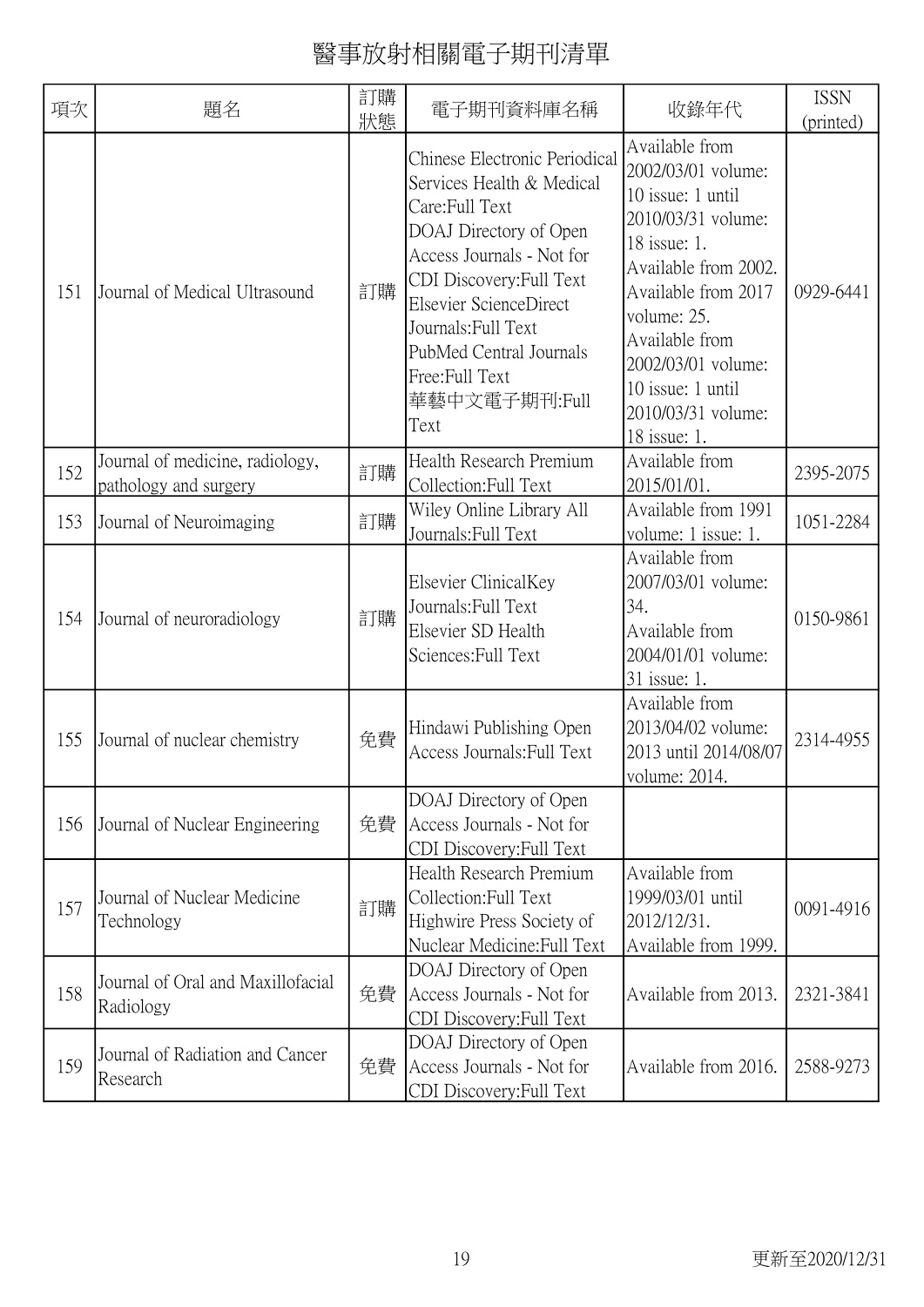# 醫事放射相關電子期刊清單

| 項次 | 題名 | 訂購狀態 | 電子期刊資料庫名稱 | 收錄年代 | ISSN (printed) |
|---|---|---|---|---|---|
| 151 | Journal of Medical Ultrasound | 訂購 | Chinese Electronic Periodical Services Health & Medical Care:Full Text<br>DOAJ Directory of Open Access Journals - Not for CDI Discovery:Full Text<br>Elsevier ScienceDirect Journals:Full Text<br>PubMed Central Journals Free:Full Text<br>華藝中文電子期刊:Full Text | Available from 2002/03/01 volume: 10 issue: 1 until 2010/03/31 volume: 18 issue: 1.<br>Available from 2002.<br>Available from 2017 volume: 25.<br>Available from 2002/03/01 volume: 10 issue: 1 until 2010/03/31 volume: 18 issue: 1. | 0929-6441 |
| 152 | Journal of medicine, radiology, pathology and surgery | 訂購 | Health Research Premium Collection:Full Text | Available from 2015/01/01. | 2395-2075 |
| 153 | Journal of Neuroimaging | 訂購 | Wiley Online Library All Journals:Full Text | Available from 1991 volume: 1 issue: 1. | 1051-2284 |
| 154 | Journal of neuroradiology | 訂購 | Elsevier ClinicalKey Journals:Full Text<br>Elsevier SD Health Sciences:Full Text | Available from 2007/03/01 volume: 34.<br>Available from 2004/01/01 volume: 31 issue: 1. | 0150-9861 |
| 155 | Journal of nuclear chemistry | 免費 | Hindawi Publishing Open Access Journals:Full Text | Available from 2013/04/02 volume: 2013 until 2014/08/07 volume: 2014. | 2314-4955 |
| 156 | Journal of Nuclear Engineering | 免費 | DOAJ Directory of Open Access Journals - Not for CDI Discovery:Full Text | | |
| 157 | Journal of Nuclear Medicine Technology | 訂購 | Health Research Premium Collection:Full Text<br>Highwire Press Society of Nuclear Medicine:Full Text | Available from 1999/03/01 until 2012/12/31.<br>Available from 1999. | 0091-4916 |
| 158 | Journal of Oral and Maxillofacial Radiology | 免費 | DOAJ Directory of Open Access Journals - Not for CDI Discovery:Full Text | Available from 2013. | 2321-3841 |
| 159 | Journal of Radiation and Cancer Research | 免費 | DOAJ Directory of Open Access Journals - Not for CDI Discovery:Full Text | Available from 2016. | 2588-9273 |

更新至2020/12/31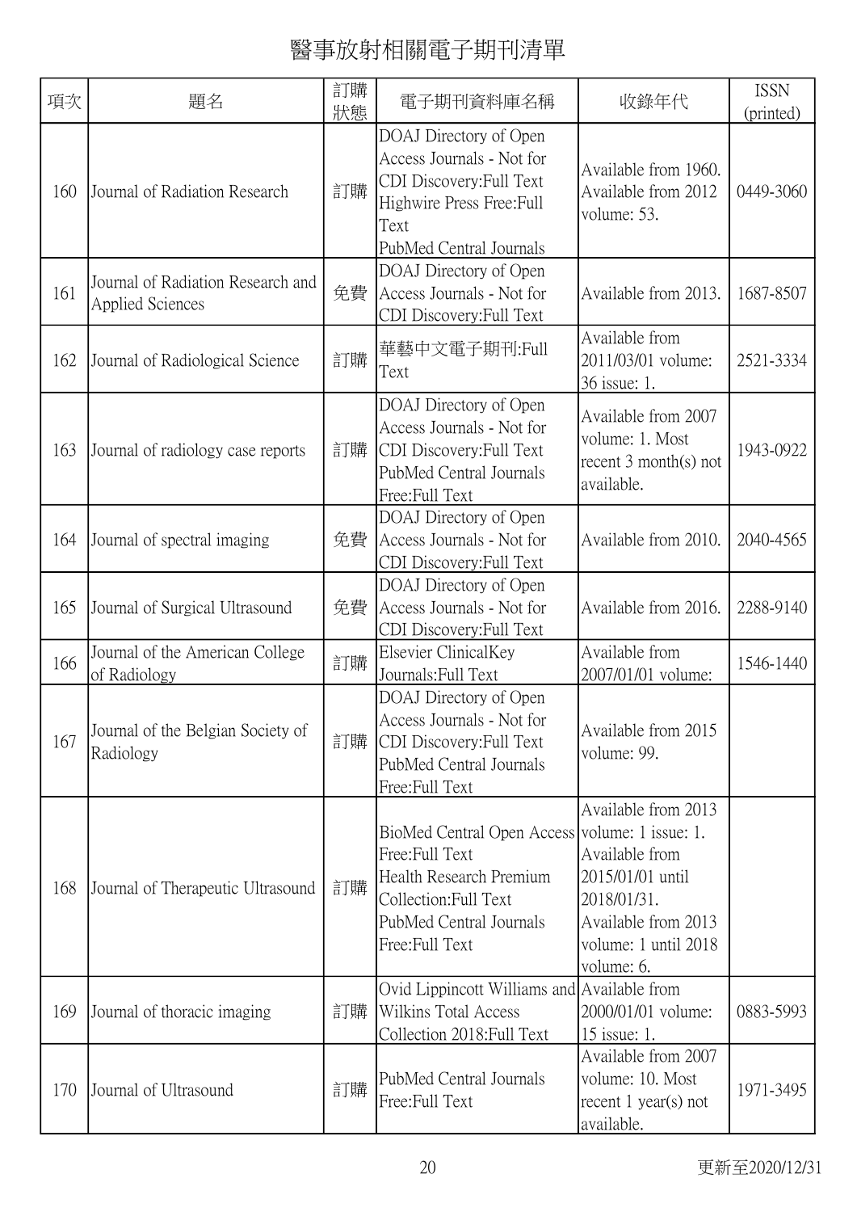# 醫事放射相關電子期刊清單

| 項次 | 題名 | 訂購狀態 | 電子期刊資料庫名稱 | 收錄年代 | ISSN (printed) |
|---|---|---|---|---|---|
| 160 | Journal of Radiation Research | 訂購 | DOAJ Directory of Open Access Journals - Not for CDI Discovery:Full Text Highwire Press Free:Full Text PubMed Central Journals | Available from 1960. Available from 2012 volume: 53. | 0449-3060 |
| 161 | Journal of Radiation Research and Applied Sciences | 免費 | DOAJ Directory of Open Access Journals - Not for CDI Discovery:Full Text | Available from 2013. | 1687-8507 |
| 162 | Journal of Radiological Science | 訂購 | 華藝中文電子期刊:Full Text | Available from 2011/03/01 volume: 36 issue: 1. | 2521-3334 |
| 163 | Journal of radiology case reports | 訂購 | DOAJ Directory of Open Access Journals - Not for CDI Discovery:Full Text PubMed Central Journals Free:Full Text | Available from 2007 volume: 1. Most recent 3 month(s) not available. | 1943-0922 |
| 164 | Journal of spectral imaging | 免費 | DOAJ Directory of Open Access Journals - Not for CDI Discovery:Full Text | Available from 2010. | 2040-4565 |
| 165 | Journal of Surgical Ultrasound | 免費 | DOAJ Directory of Open Access Journals - Not for CDI Discovery:Full Text | Available from 2016. | 2288-9140 |
| 166 | Journal of the American College of Radiology | 訂購 | Elsevier ClinicalKey Journals:Full Text | Available from 2007/01/01 volume: | 1546-1440 |
| 167 | Journal of the Belgian Society of Radiology | 訂購 | DOAJ Directory of Open Access Journals - Not for CDI Discovery:Full Text PubMed Central Journals Free:Full Text | Available from 2015 volume: 99. | |
| 168 | Journal of Therapeutic Ultrasound | 訂購 | BioMed Central Open Access Free:Full Text Health Research Premium Collection:Full Text PubMed Central Journals Free:Full Text | Available from 2013 volume: 1 issue: 1. Available from 2015/01/01 until 2018/01/31. Available from 2013 volume: 1 until 2018 volume: 6. | |
| 169 | Journal of thoracic imaging | 訂購 | Ovid Lippincott Williams and Wilkins Total Access Collection 2018:Full Text | Available from 2000/01/01 volume: 15 issue: 1. | 0883-5993 |
| 170 | Journal of Ultrasound | 訂購 | PubMed Central Journals Free:Full Text | Available from 2007 volume: 10. Most recent 1 year(s) not available. | 1971-3495 |

更新至2020/12/31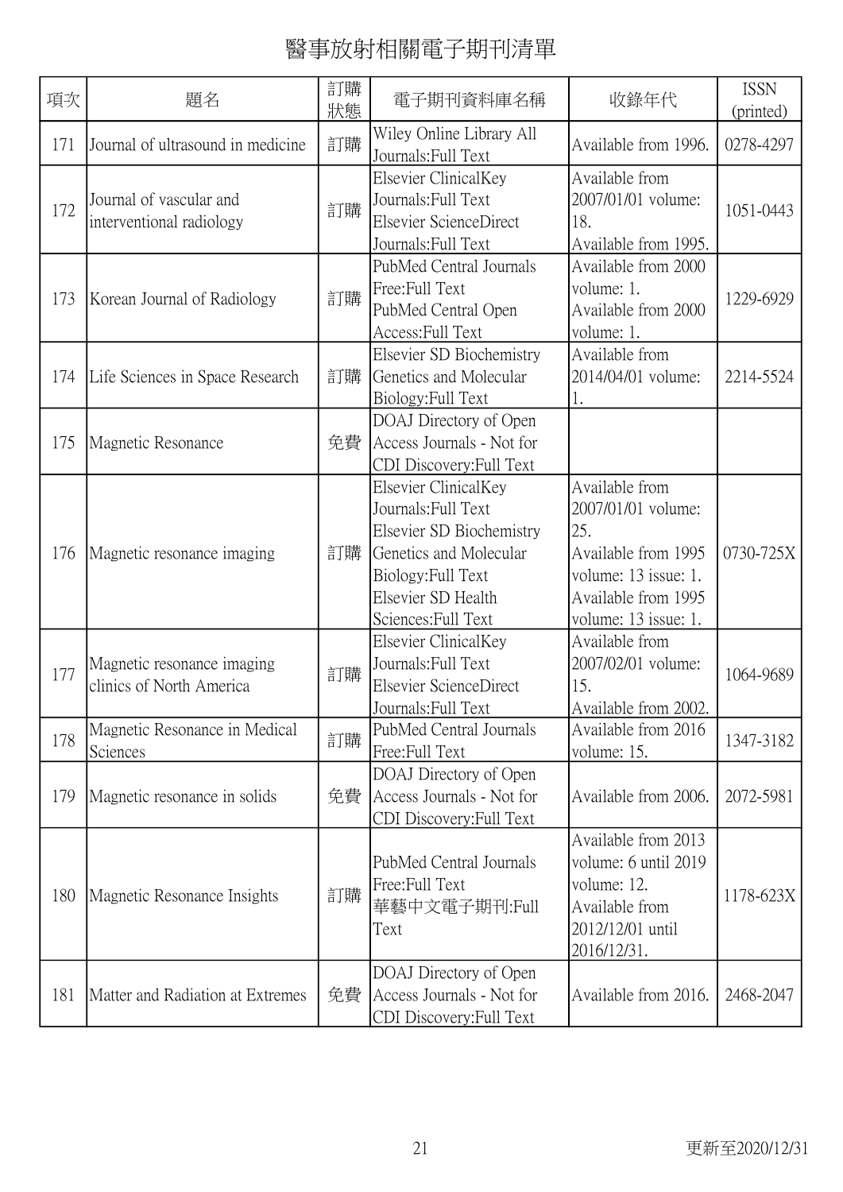# 醫事放射相關電子期刊清單

| 項次 | 題名 | 訂購狀態 | 電子期刊資料庫名稱 | 收錄年代 | ISSN (printed) |
|---|---|---|---|---|---|
| 171 | Journal of ultrasound in medicine | 訂購 | Wiley Online Library All Journals:Full Text | Available from 1996. | 0278-4297 |
| 172 | Journal of vascular and interventional radiology | 訂購 | Elsevier ClinicalKey Journals:Full Text<br>Elsevier ScienceDirect Journals:Full Text | Available from 2007/01/01 volume: 18.<br>Available from 1995. | 1051-0443 |
| 173 | Korean Journal of Radiology | 訂購 | PubMed Central Journals Free:Full Text<br>PubMed Central Open Access:Full Text | Available from 2000 volume: 1.<br>Available from 2000 volume: 1. | 1229-6929 |
| 174 | Life Sciences in Space Research | 訂購 | Elsevier SD Biochemistry Genetics and Molecular Biology:Full Text | Available from 2014/04/01 volume: 1. | 2214-5524 |
| 175 | Magnetic Resonance | 免費 | DOAJ Directory of Open Access Journals - Not for CDI Discovery:Full Text | | |
| 176 | Magnetic resonance imaging | 訂購 | Elsevier ClinicalKey Journals:Full Text<br>Elsevier SD Biochemistry Genetics and Molecular Biology:Full Text<br>Elsevier SD Health Sciences:Full Text | Available from 2007/01/01 volume: 25.<br>Available from 1995 volume: 13 issue: 1.<br>Available from 1995 volume: 13 issue: 1. | 0730-725X |
| 177 | Magnetic resonance imaging clinics of North America | 訂購 | Elsevier ClinicalKey Journals:Full Text<br>Elsevier ScienceDirect Journals:Full Text | Available from 2007/02/01 volume: 15.<br>Available from 2002. | 1064-9689 |
| 178 | Magnetic Resonance in Medical Sciences | 訂購 | PubMed Central Journals Free:Full Text | Available from 2016 volume: 15. | 1347-3182 |
| 179 | Magnetic resonance in solids | 免費 | DOAJ Directory of Open Access Journals - Not for CDI Discovery:Full Text | Available from 2006. | 2072-5981 |
| 180 | Magnetic Resonance Insights | 訂購 | PubMed Central Journals Free:Full Text<br>華藝中文電子期刊:Full Text | Available from 2013 volume: 6 until 2019 volume: 12.<br>Available from 2012/12/01 until 2016/12/31. | 1178-623X |
| 181 | Matter and Radiation at Extremes | 免費 | DOAJ Directory of Open Access Journals - Not for CDI Discovery:Full Text | Available from 2016. | 2468-2047 |

更新至2020/12/31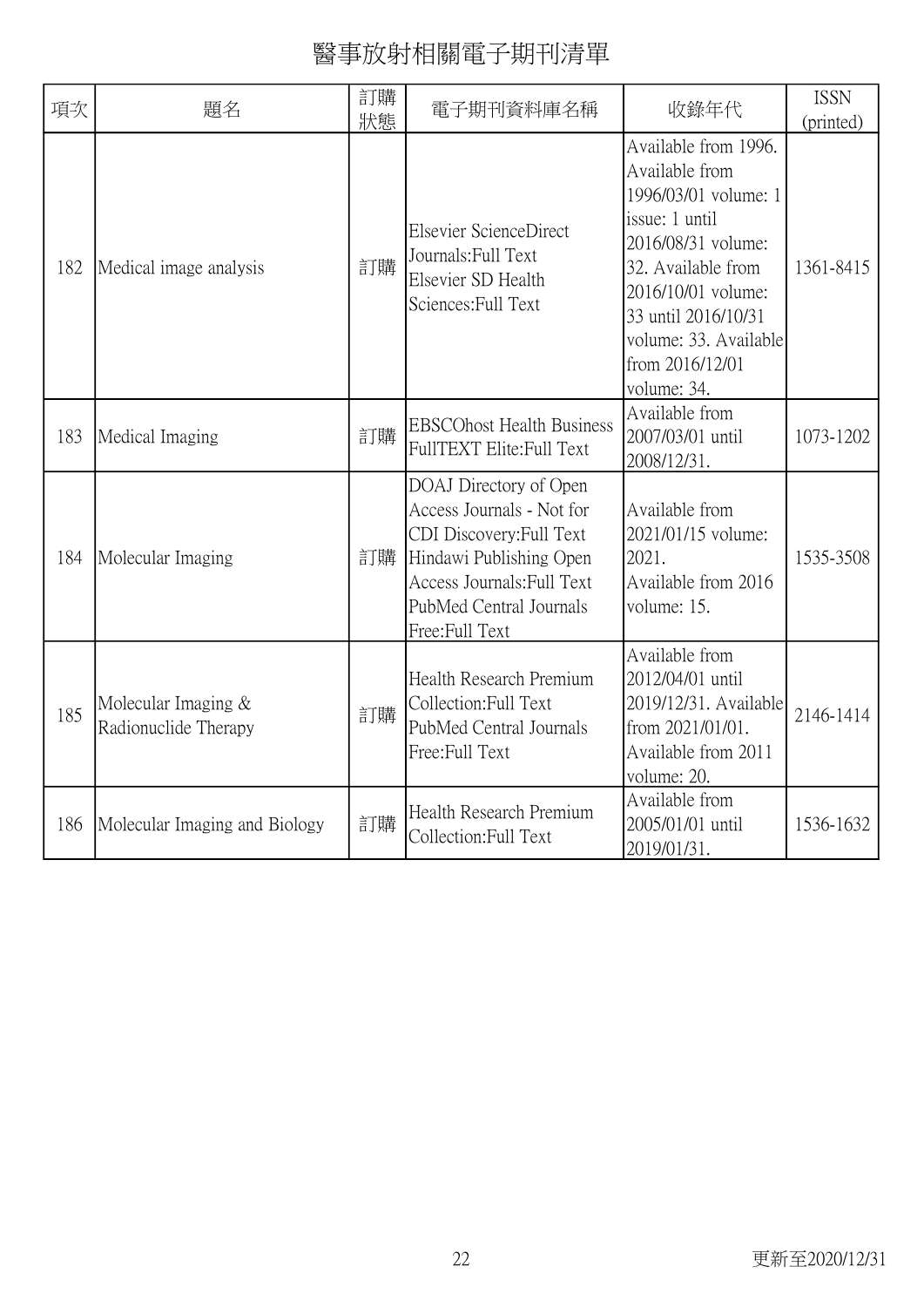# 醫事放射相關電子期刊清單

| 項次 | 題名 | 訂購狀態 | 電子期刊資料庫名稱 | 收錄年代 | ISSN (printed) |
|---|---|---|---|---|---|
| 182 | Medical image analysis | 訂購 | Elsevier ScienceDirect Journals:Full Text<br>Elsevier SD Health Sciences:Full Text | Available from 1996. Available from 1996/03/01 volume: 1 issue: 1 until 2016/08/31 volume: 32. Available from 2016/10/01 volume: 33 until 2016/10/31 volume: 33. Available from 2016/12/01 volume: 34. | 1361-8415 |
| 183 | Medical Imaging | 訂購 | EBSCOhost Health Business FullTEXT Elite:Full Text | Available from 2007/03/01 until 2008/12/31. | 1073-1202 |
| 184 | Molecular Imaging | 訂購 | DOAJ Directory of Open Access Journals - Not for CDI Discovery:Full Text<br>Hindawi Publishing Open Access Journals:Full Text<br>PubMed Central Journals Free:Full Text | Available from 2021/01/15 volume: 2021.<br>Available from 2016 volume: 15. | 1535-3508 |
| 185 | Molecular Imaging & Radionuclide Therapy | 訂購 | Health Research Premium Collection:Full Text<br>PubMed Central Journals Free:Full Text | Available from 2012/04/01 until 2019/12/31. Available from 2021/01/01.<br>Available from 2011 volume: 20. | 2146-1414 |
| 186 | Molecular Imaging and Biology | 訂購 | Health Research Premium Collection:Full Text | Available from 2005/01/01 until 2019/01/31. | 1536-1632 |

更新至2020/12/31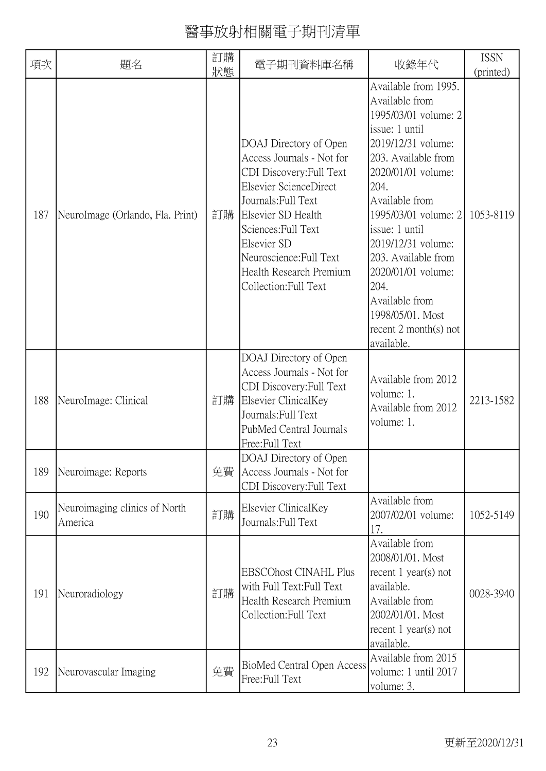# 醫事放射相關電子期刊清單

| 項次 | 題名 | 訂購狀態 | 電子期刊資料庫名稱 | 收錄年代 | ISSN (printed) |
| --- | --- | --- | --- | --- | --- |
| 187 | NeuroImage (Orlando, Fla. Print) | 訂購 | DOAJ Directory of Open Access Journals - Not for CDI Discovery:Full Text<br>Elsevier ScienceDirect Journals:Full Text<br>Elsevier SD Health Sciences:Full Text<br>Elsevier SD Neuroscience:Full Text<br>Health Research Premium Collection:Full Text | Available from 1995.<br>Available from 1995/03/01 volume: 2 issue: 1 until 2019/12/31 volume: 203. Available from 2020/01/01 volume: 204.<br>Available from 1995/03/01 volume: 2 issue: 1 until 2019/12/31 volume: 203. Available from 2020/01/01 volume: 204.<br>Available from 1998/05/01. Most recent 2 month(s) not available. | 1053-8119 |
| 188 | NeuroImage: Clinical | 訂購 | DOAJ Directory of Open Access Journals - Not for CDI Discovery:Full Text<br>Elsevier ClinicalKey Journals:Full Text<br>PubMed Central Journals Free:Full Text | Available from 2012 volume: 1.<br>Available from 2012 volume: 1. | 2213-1582 |
| 189 | Neuroimage: Reports | 免費 | DOAJ Directory of Open Access Journals - Not for CDI Discovery:Full Text | | |
| 190 | Neuroimaging clinics of North America | 訂購 | Elsevier ClinicalKey Journals:Full Text | Available from 2007/02/01 volume: 17. | 1052-5149 |
| 191 | Neuroradiology | 訂購 | EBSCOhost CINAHL Plus with Full Text:Full Text<br>Health Research Premium Collection:Full Text | Available from 2008/01/01. Most recent 1 year(s) not available.<br>Available from 2002/01/01. Most recent 1 year(s) not available. | 0028-3940 |
| 192 | Neurovascular Imaging | 免費 | BioMed Central Open Access Free:Full Text | Available from 2015 volume: 1 until 2017 volume: 3. | |

更新至2020/12/31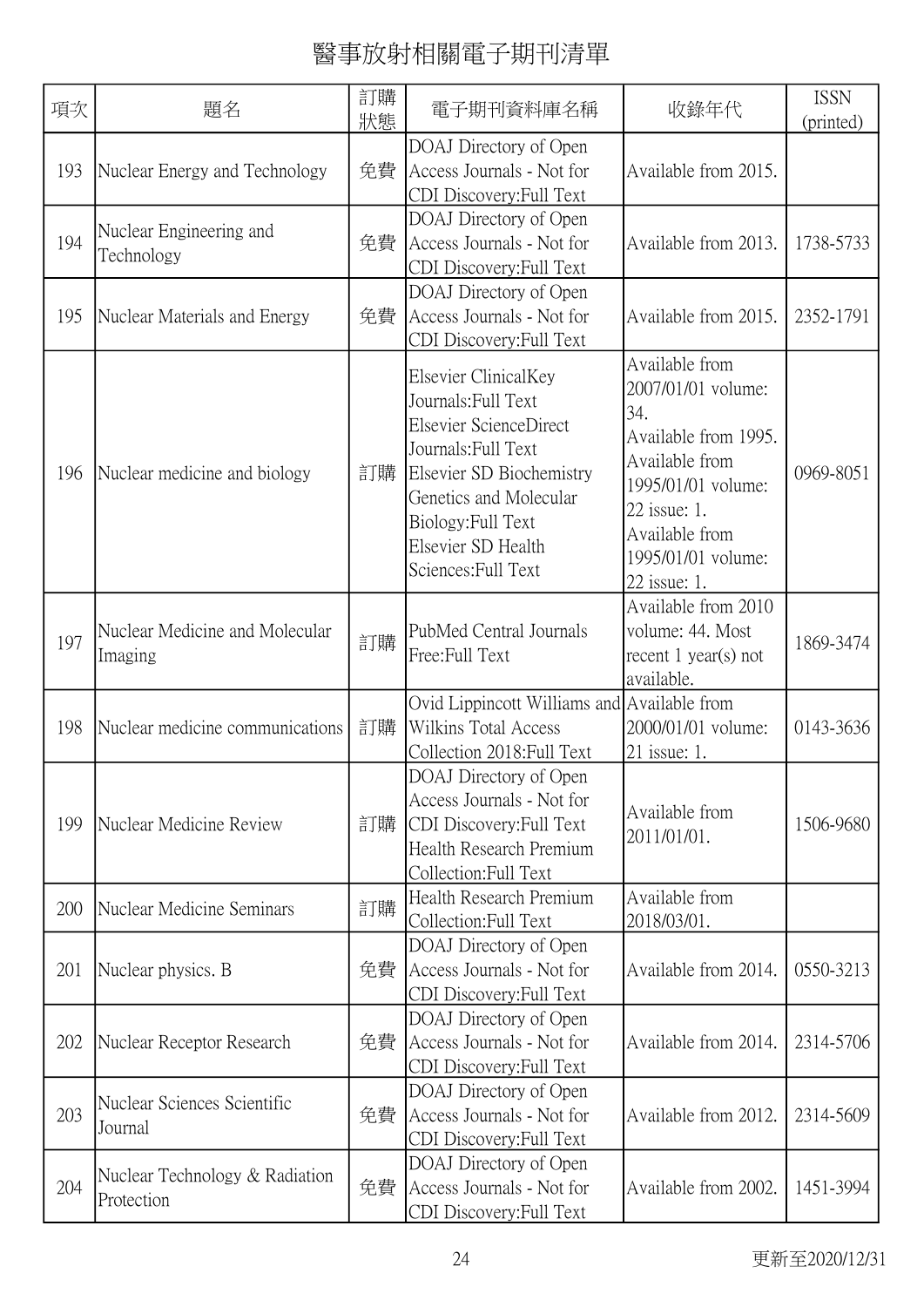# 醫事放射相關電子期刊清單

| 項次 | 題名 | 訂購狀態 | 電子期刊資料庫名稱 | 收錄年代 | ISSN (printed) |
|---|---|---|---|---|---|
| 193 | Nuclear Energy and Technology | 免費 | DOAJ Directory of Open Access Journals - Not for CDI Discovery:Full Text | Available from 2015. | |
| 194 | Nuclear Engineering and Technology | 免費 | DOAJ Directory of Open Access Journals - Not for CDI Discovery:Full Text | Available from 2013. | 1738-5733 |
| 195 | Nuclear Materials and Energy | 免費 | DOAJ Directory of Open Access Journals - Not for CDI Discovery:Full Text | Available from 2015. | 2352-1791 |
| 196 | Nuclear medicine and biology | 訂購 | Elsevier ClinicalKey Journals:Full Text<br>Elsevier ScienceDirect Journals:Full Text<br>Elsevier SD Biochemistry Genetics and Molecular Biology:Full Text<br>Elsevier SD Health Sciences:Full Text | Available from 2007/01/01 volume: 34.<br>Available from 1995.<br>Available from 1995/01/01 volume: 22 issue: 1.<br>Available from 1995/01/01 volume: 22 issue: 1. | 0969-8051 |
| 197 | Nuclear Medicine and Molecular Imaging | 訂購 | PubMed Central Journals Free:Full Text | Available from 2010 volume: 44. Most recent 1 year(s) not available. | 1869-3474 |
| 198 | Nuclear medicine communications | 訂購 | Ovid Lippincott Williams and Wilkins Total Access Collection 2018:Full Text | Available from 2000/01/01 volume: 21 issue: 1. | 0143-3636 |
| 199 | Nuclear Medicine Review | 訂購 | DOAJ Directory of Open Access Journals - Not for CDI Discovery:Full Text<br>Health Research Premium Collection:Full Text | Available from 2011/01/01. | 1506-9680 |
| 200 | Nuclear Medicine Seminars | 訂購 | Health Research Premium Collection:Full Text | Available from 2018/03/01. | |
| 201 | Nuclear physics. B | 免費 | DOAJ Directory of Open Access Journals - Not for CDI Discovery:Full Text | Available from 2014. | 0550-3213 |
| 202 | Nuclear Receptor Research | 免費 | DOAJ Directory of Open Access Journals - Not for CDI Discovery:Full Text | Available from 2014. | 2314-5706 |
| 203 | Nuclear Sciences Scientific Journal | 免費 | DOAJ Directory of Open Access Journals - Not for CDI Discovery:Full Text | Available from 2012. | 2314-5609 |
| 204 | Nuclear Technology & Radiation Protection | 免費 | DOAJ Directory of Open Access Journals - Not for CDI Discovery:Full Text | Available from 2002. | 1451-3994 |

更新至2020/12/31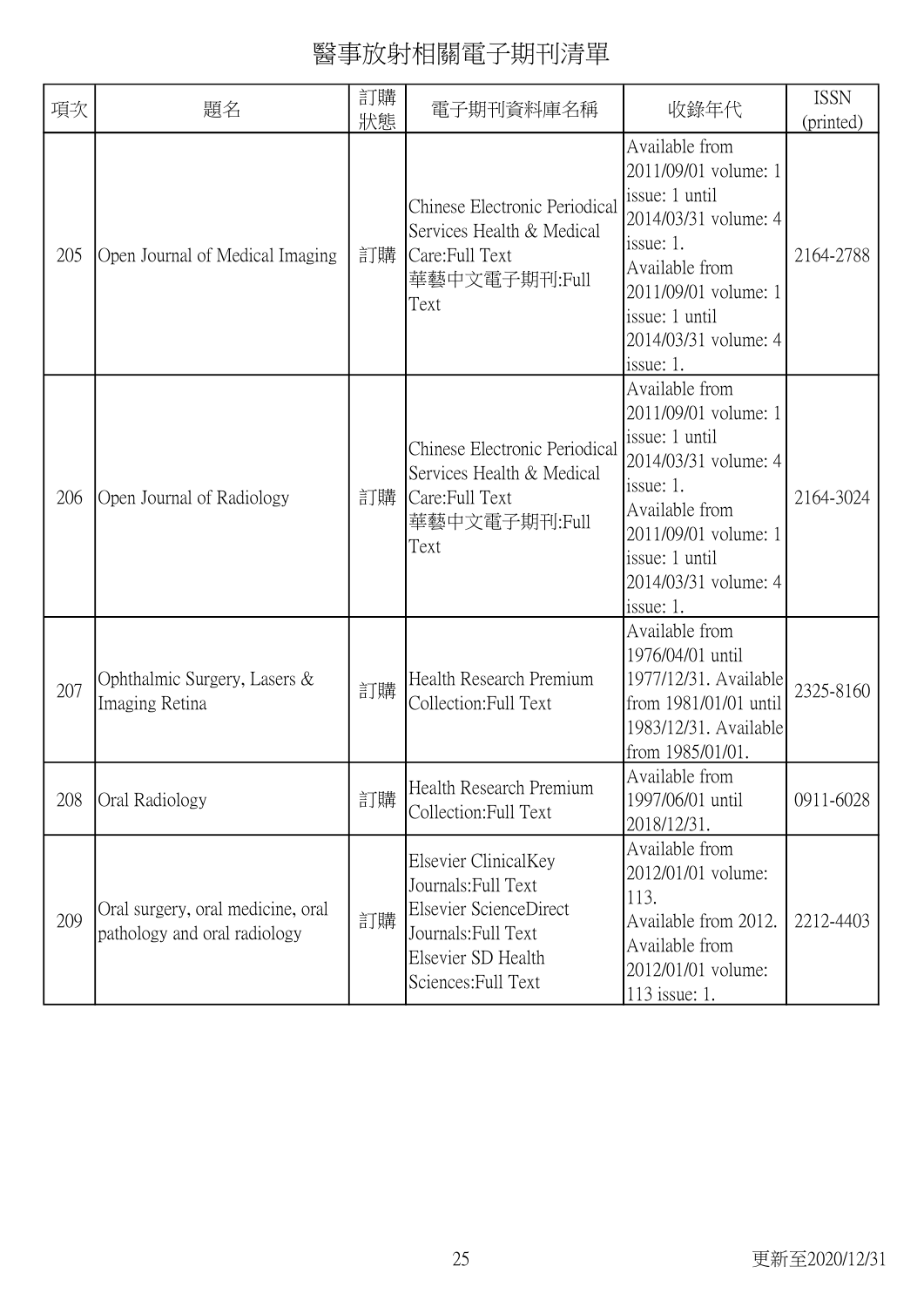# 醫事放射相關電子期刊清單

| 項次 | 題名 | 訂購狀態 | 電子期刊資料庫名稱 | 收錄年代 | ISSN (printed) |
|---|---|---|---|---|---|
| 205 | Open Journal of Medical Imaging | 訂購 | Chinese Electronic Periodical Services Health & Medical Care:Full Text 華藝中文電子期刊:Full Text | Available from 2011/09/01 volume: 1 issue: 1 until 2014/03/31 volume: 4 issue: 1. Available from 2011/09/01 volume: 1 issue: 1 until 2014/03/31 volume: 4 issue: 1. | 2164-2788 |
| 206 | Open Journal of Radiology | 訂購 | Chinese Electronic Periodical Services Health & Medical Care:Full Text 華藝中文電子期刊:Full Text | Available from 2011/09/01 volume: 1 issue: 1 until 2014/03/31 volume: 4 issue: 1. Available from 2011/09/01 volume: 1 issue: 1 until 2014/03/31 volume: 4 issue: 1. | 2164-3024 |
| 207 | Ophthalmic Surgery, Lasers & Imaging Retina | 訂購 | Health Research Premium Collection:Full Text | Available from 1976/04/01 until 1977/12/31. Available from 1981/01/01 until 1983/12/31. Available from 1985/01/01. | 2325-8160 |
| 208 | Oral Radiology | 訂購 | Health Research Premium Collection:Full Text | Available from 1997/06/01 until 2018/12/31. | 0911-6028 |
| 209 | Oral surgery, oral medicine, oral pathology and oral radiology | 訂購 | Elsevier ClinicalKey Journals:Full Text Elsevier ScienceDirect Journals:Full Text Elsevier SD Health Sciences:Full Text | Available from 2012/01/01 volume: 113. Available from 2012. Available from 2012/01/01 volume: 113 issue: 1. | 2212-4403 |

更新至2020/12/31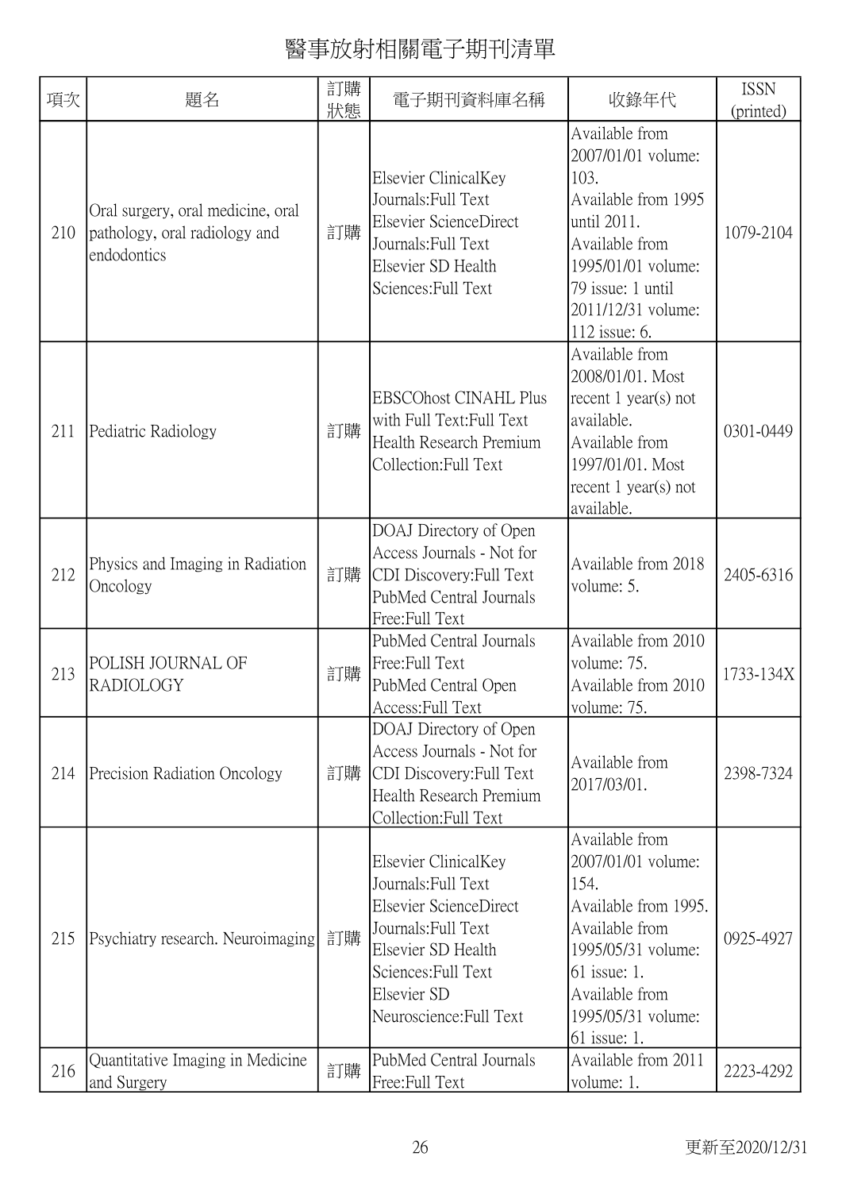# 醫事放射相關電子期刊清單

| 項次 | 題名 | 訂購狀態 | 電子期刊資料庫名稱 | 收錄年代 | ISSN (printed) |
|---|---|---|---|---|---|
| 210 | Oral surgery, oral medicine, oral pathology, oral radiology and endodontics | 訂購 | Elsevier ClinicalKey Journals:Full Text<br>Elsevier ScienceDirect Journals:Full Text<br>Elsevier SD Health Sciences:Full Text | Available from 2007/01/01 volume: 103.<br>Available from 1995 until 2011.<br>Available from 1995/01/01 volume: 79 issue: 1 until 2011/12/31 volume: 112 issue: 6. | 1079-2104 |
| 211 | Pediatric Radiology | 訂購 | EBSCOhost CINAHL Plus with Full Text:Full Text<br>Health Research Premium Collection:Full Text | Available from 2008/01/01. Most recent 1 year(s) not available.<br>Available from 1997/01/01. Most recent 1 year(s) not available. | 0301-0449 |
| 212 | Physics and Imaging in Radiation Oncology | 訂購 | DOAJ Directory of Open Access Journals - Not for CDI Discovery:Full Text<br>PubMed Central Journals Free:Full Text | Available from 2018 volume: 5. | 2405-6316 |
| 213 | POLISH JOURNAL OF RADIOLOGY | 訂購 | PubMed Central Journals Free:Full Text<br>PubMed Central Open Access:Full Text | Available from 2010 volume: 75.<br>Available from 2010 volume: 75. | 1733-134X |
| 214 | Precision Radiation Oncology | 訂購 | DOAJ Directory of Open Access Journals - Not for CDI Discovery:Full Text<br>Health Research Premium Collection:Full Text | Available from 2017/03/01. | 2398-7324 |
| 215 | Psychiatry research. Neuroimaging | 訂購 | Elsevier ClinicalKey Journals:Full Text<br>Elsevier ScienceDirect Journals:Full Text<br>Elsevier SD Health Sciences:Full Text<br>Elsevier SD Neuroscience:Full Text | Available from 2007/01/01 volume: 154.<br>Available from 1995.<br>Available from 1995/05/31 volume: 61 issue: 1.<br>Available from 1995/05/31 volume: 61 issue: 1. | 0925-4927 |
| 216 | Quantitative Imaging in Medicine and Surgery | 訂購 | PubMed Central Journals Free:Full Text | Available from 2011 volume: 1. | 2223-4292 |

更新至2020/12/31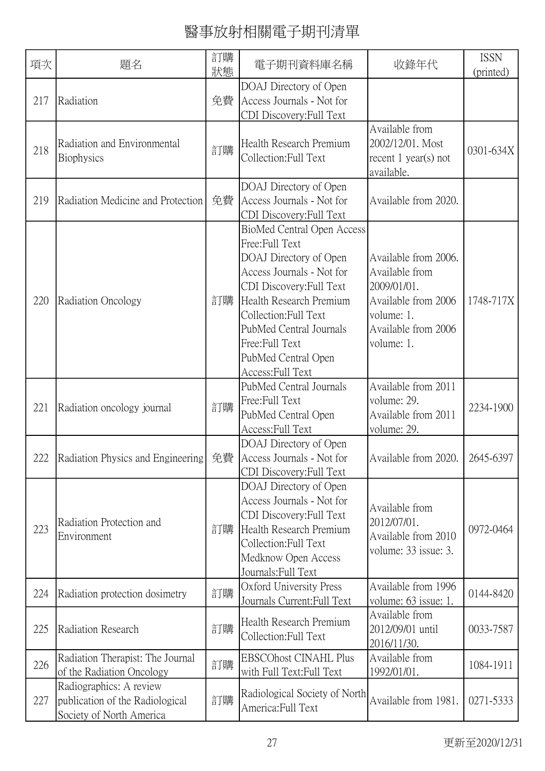# 醫事放射相關電子期刊清單

| 項次 | 題名 | 訂購狀態 | 電子期刊資料庫名稱 | 收錄年代 | ISSN (printed) |
|---|---|---|---|---|---|
| 217 | Radiation | 免費 | DOAJ Directory of Open Access Journals - Not for CDI Discovery:Full Text | | |
| 218 | Radiation and Environmental Biophysics | 訂購 | Health Research Premium Collection:Full Text | Available from 2002/12/01. Most recent 1 year(s) not available. | 0301-634X |
| 219 | Radiation Medicine and Protection | 免費 | DOAJ Directory of Open Access Journals - Not for CDI Discovery:Full Text | Available from 2020. | |
| 220 | Radiation Oncology | 訂購 | BioMed Central Open Access Free:Full Text<br>DOAJ Directory of Open Access Journals - Not for CDI Discovery:Full Text<br>Health Research Premium Collection:Full Text<br>PubMed Central Journals Free:Full Text<br>PubMed Central Open Access:Full Text | Available from 2006.<br>Available from 2009/01/01.<br>Available from 2006 volume: 1.<br>Available from 2006 volume: 1. | 1748-717X |
| 221 | Radiation oncology journal | 訂購 | PubMed Central Journals Free:Full Text<br>PubMed Central Open Access:Full Text | Available from 2011 volume: 29.<br>Available from 2011 volume: 29. | 2234-1900 |
| 222 | Radiation Physics and Engineering | 免費 | DOAJ Directory of Open Access Journals - Not for CDI Discovery:Full Text | Available from 2020. | 2645-6397 |
| 223 | Radiation Protection and Environment | 訂購 | DOAJ Directory of Open Access Journals - Not for CDI Discovery:Full Text<br>Health Research Premium Collection:Full Text<br>Medknow Open Access Journals:Full Text | Available from 2012/07/01.<br>Available from 2010 volume: 33 issue: 3. | 0972-0464 |
| 224 | Radiation protection dosimetry | 訂購 | Oxford University Press Journals Current:Full Text | Available from 1996 volume: 63 issue: 1. | 0144-8420 |
| 225 | Radiation Research | 訂購 | Health Research Premium Collection:Full Text | Available from 2012/09/01 until 2016/11/30. | 0033-7587 |
| 226 | Radiation Therapist: The Journal of the Radiation Oncology | 訂購 | EBSCOhost CINAHL Plus with Full Text:Full Text | Available from 1992/01/01. | 1084-1911 |
| 227 | Radiographics: A review publication of the Radiological Society of North America | 訂購 | Radiological Society of North America:Full Text | Available from 1981. | 0271-5333 |

更新至2020/12/31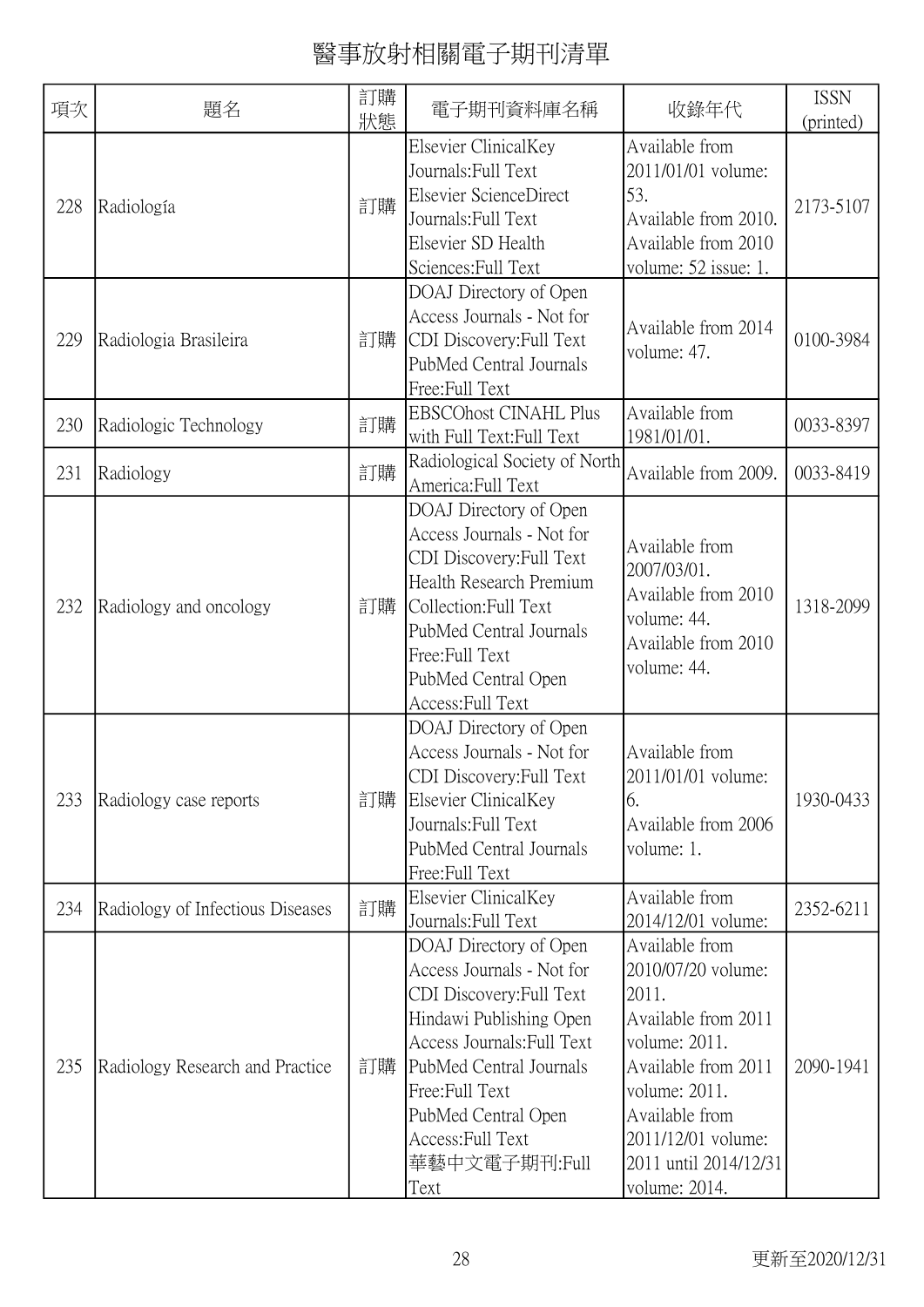# 醫事放射相關電子期刊清單

| 項次 | 題名 | 訂購狀態 | 電子期刊資料庫名稱 | 收錄年代 | ISSN (printed) |
|---|---|---|---|---|---|
| 228 | Radiología | 訂購 | Elsevier ClinicalKey Journals:Full Text<br>Elsevier ScienceDirect Journals:Full Text<br>Elsevier SD Health Sciences:Full Text | Available from 2011/01/01 volume: 53.<br>Available from 2010.<br>Available from 2010 volume: 52 issue: 1. | 2173-5107 |
| 229 | Radiologia Brasileira | 訂購 | DOAJ Directory of Open Access Journals - Not for CDI Discovery:Full Text<br>PubMed Central Journals Free:Full Text | Available from 2014 volume: 47. | 0100-3984 |
| 230 | Radiologic Technology | 訂購 | EBSCOhost CINAHL Plus with Full Text:Full Text | Available from 1981/01/01. | 0033-8397 |
| 231 | Radiology | 訂購 | Radiological Society of North America:Full Text | Available from 2009. | 0033-8419 |
| 232 | Radiology and oncology | 訂購 | DOAJ Directory of Open Access Journals - Not for CDI Discovery:Full Text<br>Health Research Premium Collection:Full Text<br>PubMed Central Journals Free:Full Text<br>PubMed Central Open Access:Full Text | Available from 2007/03/01.<br>Available from 2010 volume: 44.<br>Available from 2010 volume: 44. | 1318-2099 |
| 233 | Radiology case reports | 訂購 | DOAJ Directory of Open Access Journals - Not for CDI Discovery:Full Text<br>Elsevier ClinicalKey Journals:Full Text<br>PubMed Central Journals Free:Full Text | Available from 2011/01/01 volume: 6.<br>Available from 2006 volume: 1. | 1930-0433 |
| 234 | Radiology of Infectious Diseases | 訂購 | Elsevier ClinicalKey Journals:Full Text | Available from 2014/12/01 volume: | 2352-6211 |
| 235 | Radiology Research and Practice | 訂購 | DOAJ Directory of Open Access Journals - Not for CDI Discovery:Full Text<br>Hindawi Publishing Open Access Journals:Full Text<br>PubMed Central Journals Free:Full Text<br>PubMed Central Open Access:Full Text<br>華藝中文電子期刊:Full Text | Available from 2010/07/20 volume: 2011.<br>Available from 2011 volume: 2011.<br>Available from 2011 volume: 2011.<br>Available from 2011/12/01 volume: 2011 until 2014/12/31 volume: 2014. | 2090-1941 |

更新至2020/12/31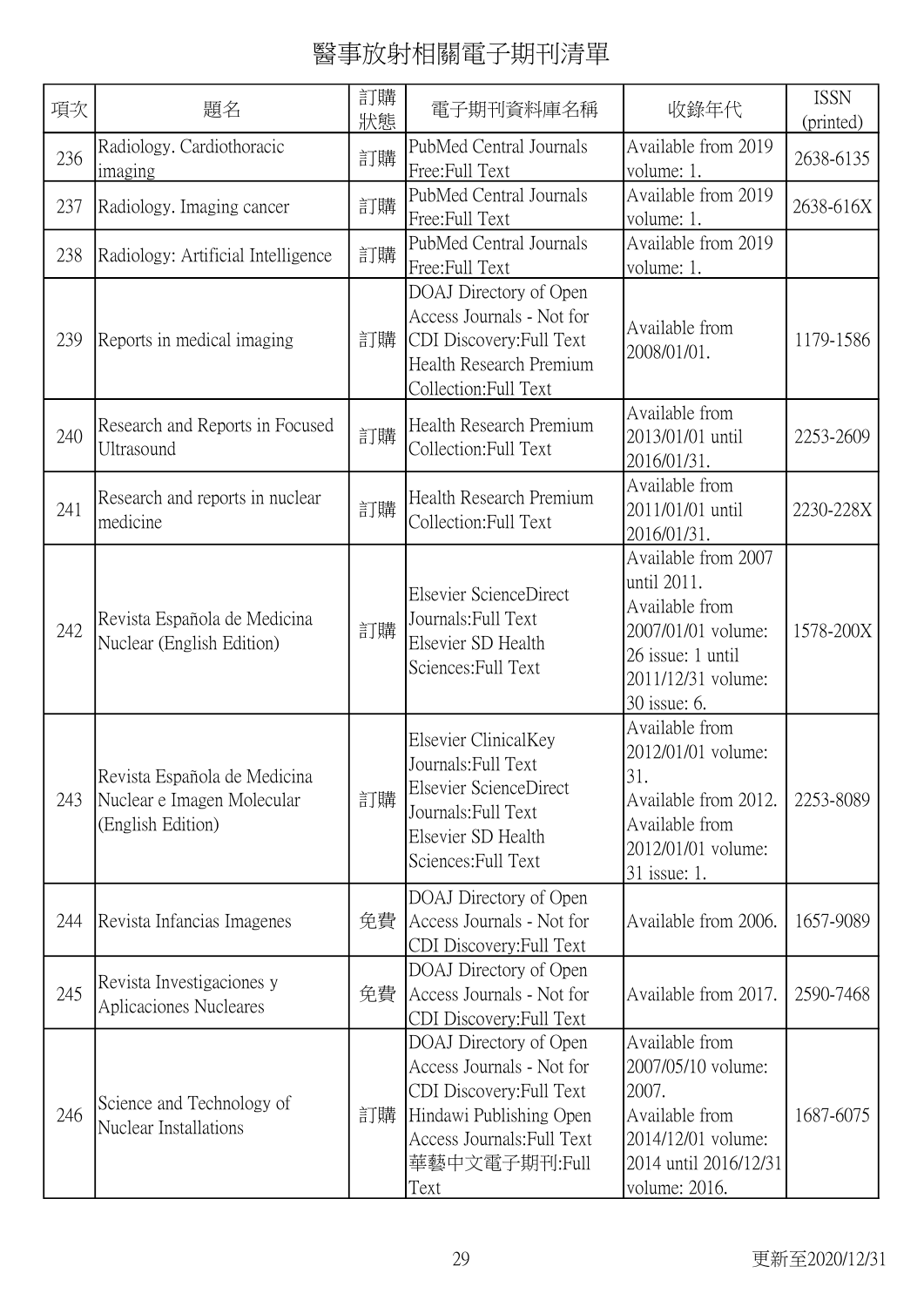# 醫事放射相關電子期刊清單

| 項次 | 題名 | 訂購狀態 | 電子期刊資料庫名稱 | 收錄年代 | ISSN (printed) |
|---|---|---|---|---|---|
| 236 | Radiology. Cardiothoracic imaging | 訂購 | PubMed Central Journals Free:Full Text | Available from 2019 volume: 1. | 2638-6135 |
| 237 | Radiology. Imaging cancer | 訂購 | PubMed Central Journals Free:Full Text | Available from 2019 volume: 1. | 2638-616X |
| 238 | Radiology: Artificial Intelligence | 訂購 | PubMed Central Journals Free:Full Text | Available from 2019 volume: 1. | |
| 239 | Reports in medical imaging | 訂購 | DOAJ Directory of Open Access Journals - Not for CDI Discovery:Full Text Health Research Premium Collection:Full Text | Available from 2008/01/01. | 1179-1586 |
| 240 | Research and Reports in Focused Ultrasound | 訂購 | Health Research Premium Collection:Full Text | Available from 2013/01/01 until 2016/01/31. | 2253-2609 |
| 241 | Research and reports in nuclear medicine | 訂購 | Health Research Premium Collection:Full Text | Available from 2011/01/01 until 2016/01/31. | 2230-228X |
| 242 | Revista Española de Medicina Nuclear (English Edition) | 訂購 | Elsevier ScienceDirect Journals:Full Text Elsevier SD Health Sciences:Full Text | Available from 2007 until 2011. Available from 2007/01/01 volume: 26 issue: 1 until 2011/12/31 volume: 30 issue: 6. | 1578-200X |
| 243 | Revista Española de Medicina Nuclear e Imagen Molecular (English Edition) | 訂購 | Elsevier ClinicalKey Journals:Full Text Elsevier ScienceDirect Journals:Full Text Elsevier SD Health Sciences:Full Text | Available from 2012/01/01 volume: 31. Available from 2012. Available from 2012/01/01 volume: 31 issue: 1. | 2253-8089 |
| 244 | Revista Infancias Imagenes | 免費 | DOAJ Directory of Open Access Journals - Not for CDI Discovery:Full Text | Available from 2006. | 1657-9089 |
| 245 | Revista Investigaciones y Aplicaciones Nucleares | 免費 | DOAJ Directory of Open Access Journals - Not for CDI Discovery:Full Text | Available from 2017. | 2590-7468 |
| 246 | Science and Technology of Nuclear Installations | 訂購 | DOAJ Directory of Open Access Journals - Not for CDI Discovery:Full Text Hindawi Publishing Open Access Journals:Full Text 華藝中文電子期刊:Full Text | Available from 2007/05/10 volume: 2007. Available from 2014/12/01 volume: 2014 until 2016/12/31 volume: 2016. | 1687-6075 |

更新至2020/12/31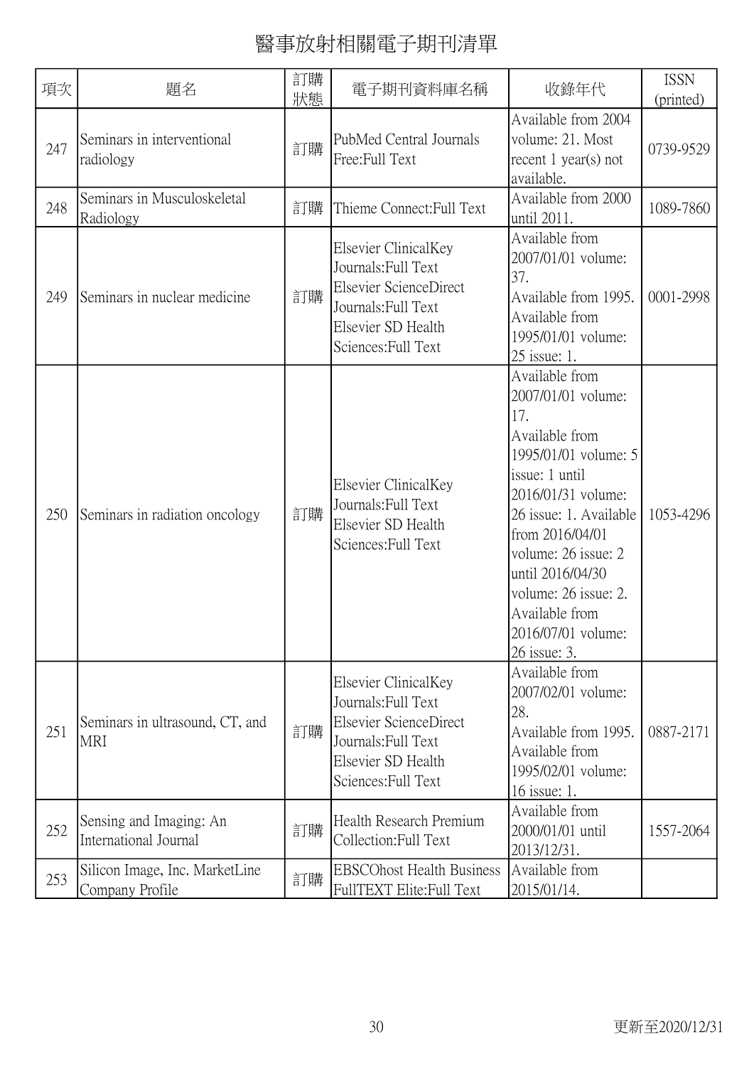# 醫事放射相關電子期刊清單

| 項次 | 題名 | 訂購狀態 | 電子期刊資料庫名稱 | 收錄年代 | ISSN (printed) |
|---|---|---|---|---|---|
| 247 | Seminars in interventional radiology | 訂購 | PubMed Central Journals Free:Full Text | Available from 2004 volume: 21. Most recent 1 year(s) not available. | 0739-9529 |
| 248 | Seminars in Musculoskeletal Radiology | 訂購 | Thieme Connect:Full Text | Available from 2000 until 2011. | 1089-7860 |
| 249 | Seminars in nuclear medicine | 訂購 | Elsevier ClinicalKey Journals:Full Text<br>Elsevier ScienceDirect Journals:Full Text<br>Elsevier SD Health Sciences:Full Text | Available from 2007/01/01 volume: 37.<br>Available from 1995.<br>Available from 1995/01/01 volume: 25 issue: 1. | 0001-2998 |
| 250 | Seminars in radiation oncology | 訂購 | Elsevier ClinicalKey Journals:Full Text<br>Elsevier SD Health Sciences:Full Text | Available from 2007/01/01 volume: 17.<br>Available from 1995/01/01 volume: 5 issue: 1 until 2016/01/31 volume: 26 issue: 1. Available from 2016/04/01 volume: 26 issue: 2 until 2016/04/30 volume: 26 issue: 2. Available from 2016/07/01 volume: 26 issue: 3. | 1053-4296 |
| 251 | Seminars in ultrasound, CT, and MRI | 訂購 | Elsevier ClinicalKey Journals:Full Text<br>Elsevier ScienceDirect Journals:Full Text<br>Elsevier SD Health Sciences:Full Text | Available from 2007/02/01 volume: 28.<br>Available from 1995.<br>Available from 1995/02/01 volume: 16 issue: 1. | 0887-2171 |
| 252 | Sensing and Imaging: An International Journal | 訂購 | Health Research Premium Collection:Full Text | Available from 2000/01/01 until 2013/12/31. | 1557-2064 |
| 253 | Silicon Image, Inc. MarketLine Company Profile | 訂購 | EBSCOhost Health Business FullTEXT Elite:Full Text | Available from 2015/01/14. | |

更新至2020/12/31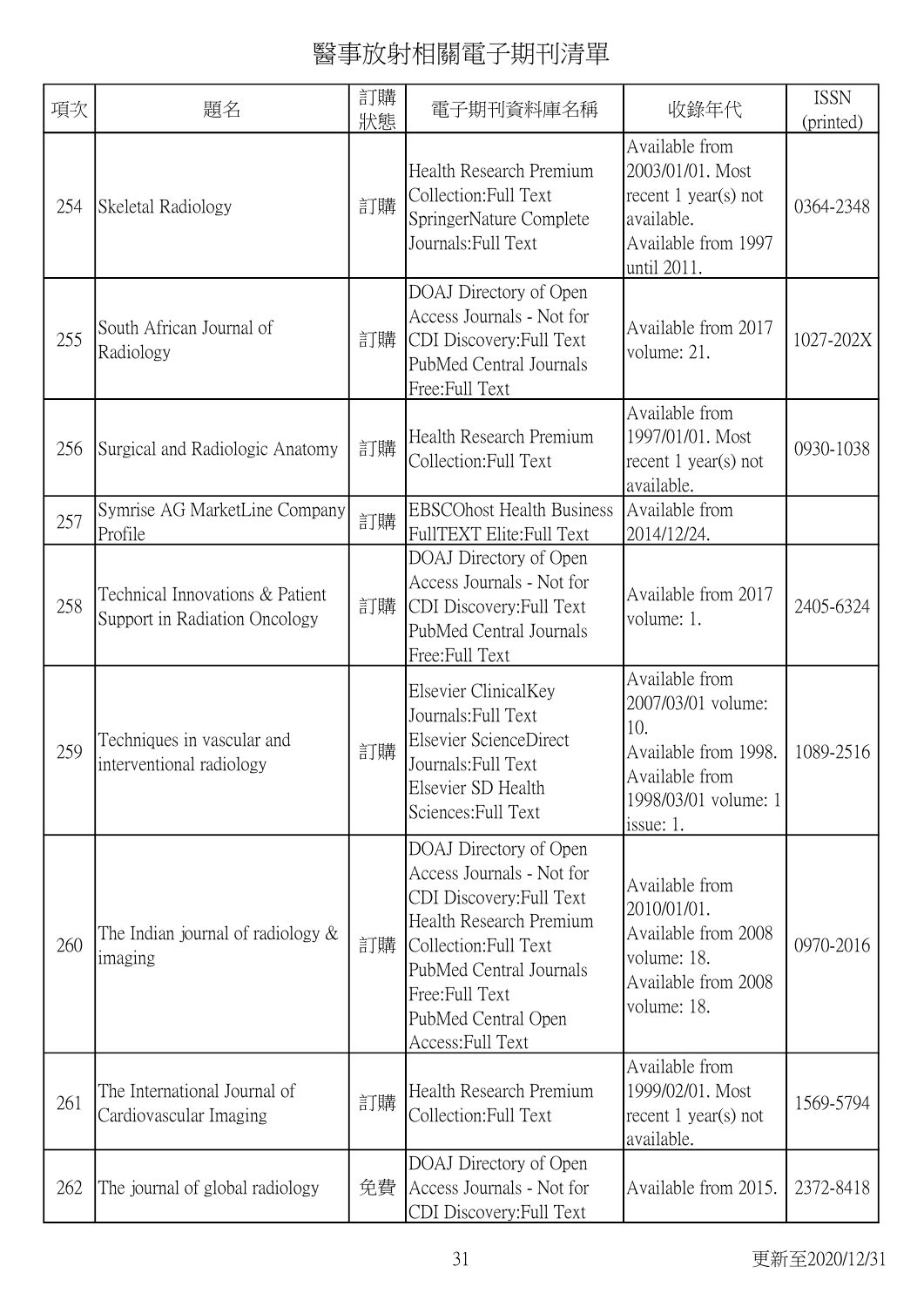# 醫事放射相關電子期刊清單

| 項次 | 題名 | 訂購狀態 | 電子期刊資料庫名稱 | 收錄年代 | ISSN (printed) |
|---|---|---|---|---|---|
| 254 | Skeletal Radiology | 訂購 | Health Research Premium Collection:Full Text<br>SpringerNature Complete Journals:Full Text | Available from 2003/01/01. Most recent 1 year(s) not available.<br>Available from 1997 until 2011. | 0364-2348 |
| 255 | South African Journal of Radiology | 訂購 | DOAJ Directory of Open Access Journals - Not for CDI Discovery:Full Text<br>PubMed Central Journals Free:Full Text | Available from 2017 volume: 21. | 1027-202X |
| 256 | Surgical and Radiologic Anatomy | 訂購 | Health Research Premium Collection:Full Text | Available from 1997/01/01. Most recent 1 year(s) not available. | 0930-1038 |
| 257 | Symrise AG MarketLine Company Profile | 訂購 | EBSCOhost Health Business FullTEXT Elite:Full Text | Available from 2014/12/24. | |
| 258 | Technical Innovations & Patient Support in Radiation Oncology | 訂購 | DOAJ Directory of Open Access Journals - Not for CDI Discovery:Full Text<br>PubMed Central Journals Free:Full Text | Available from 2017 volume: 1. | 2405-6324 |
| 259 | Techniques in vascular and interventional radiology | 訂購 | Elsevier ClinicalKey Journals:Full Text<br>Elsevier ScienceDirect Journals:Full Text<br>Elsevier SD Health Sciences:Full Text | Available from 2007/03/01 volume: 10.<br>Available from 1998.<br>Available from 1998/03/01 volume: 1 issue: 1. | 1089-2516 |
| 260 | The Indian journal of radiology & imaging | 訂購 | DOAJ Directory of Open Access Journals - Not for CDI Discovery:Full Text<br>Health Research Premium Collection:Full Text<br>PubMed Central Journals Free:Full Text<br>PubMed Central Open Access:Full Text | Available from 2010/01/01.<br>Available from 2008 volume: 18.<br>Available from 2008 volume: 18. | 0970-2016 |
| 261 | The International Journal of Cardiovascular Imaging | 訂購 | Health Research Premium Collection:Full Text | Available from 1999/02/01. Most recent 1 year(s) not available. | 1569-5794 |
| 262 | The journal of global radiology | 免費 | DOAJ Directory of Open Access Journals - Not for CDI Discovery:Full Text | Available from 2015. | 2372-8418 |

更新至2020/12/31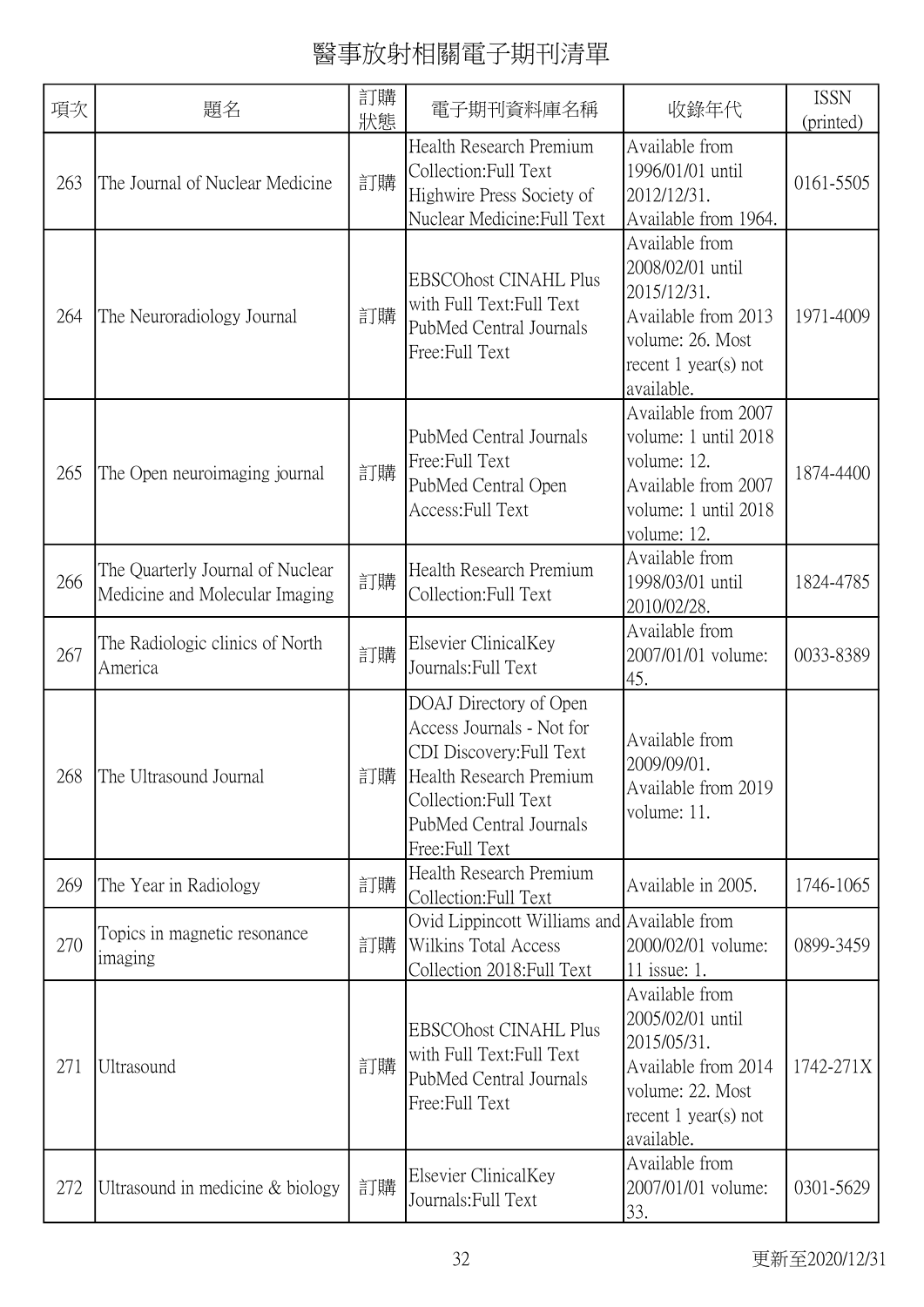# 醫事放射相關電子期刊清單

| 項次 | 題名 | 訂購狀態 | 電子期刊資料庫名稱 | 收錄年代 | ISSN (printed) |
|---|---|---|---|---|---|
| 263 | The Journal of Nuclear Medicine | 訂購 | Health Research Premium Collection:Full Text<br>Highwire Press Society of Nuclear Medicine:Full Text | Available from 1996/01/01 until 2012/12/31.<br>Available from 1964. | 0161-5505 |
| 264 | The Neuroradiology Journal | 訂購 | EBSCOhost CINAHL Plus with Full Text:Full Text<br>PubMed Central Journals Free:Full Text | Available from 2008/02/01 until 2015/12/31.<br>Available from 2013 volume: 26. Most recent 1 year(s) not available. | 1971-4009 |
| 265 | The Open neuroimaging journal | 訂購 | PubMed Central Journals Free:Full Text<br>PubMed Central Open Access:Full Text | Available from 2007 volume: 1 until 2018 volume: 12.<br>Available from 2007 volume: 1 until 2018 volume: 12. | 1874-4400 |
| 266 | The Quarterly Journal of Nuclear Medicine and Molecular Imaging | 訂購 | Health Research Premium Collection:Full Text | Available from 1998/03/01 until 2010/02/28. | 1824-4785 |
| 267 | The Radiologic clinics of North America | 訂購 | Elsevier ClinicalKey Journals:Full Text | Available from 2007/01/01 volume: 45. | 0033-8389 |
| 268 | The Ultrasound Journal | 訂購 | DOAJ Directory of Open Access Journals - Not for CDI Discovery:Full Text<br>Health Research Premium Collection:Full Text<br>PubMed Central Journals Free:Full Text | Available from 2009/09/01.<br>Available from 2019 volume: 11. | |
| 269 | The Year in Radiology | 訂購 | Health Research Premium Collection:Full Text | Available in 2005. | 1746-1065 |
| 270 | Topics in magnetic resonance imaging | 訂購 | Ovid Lippincott Williams and Wilkins Total Access Collection 2018:Full Text | Available from 2000/02/01 volume: 11 issue: 1. | 0899-3459 |
| 271 | Ultrasound | 訂購 | EBSCOhost CINAHL Plus with Full Text:Full Text<br>PubMed Central Journals Free:Full Text | Available from 2005/02/01 until 2015/05/31.<br>Available from 2014 volume: 22. Most recent 1 year(s) not available. | 1742-271X |
| 272 | Ultrasound in medicine & biology | 訂購 | Elsevier ClinicalKey Journals:Full Text | Available from 2007/01/01 volume: 33. | 0301-5629 |

更新至2020/12/31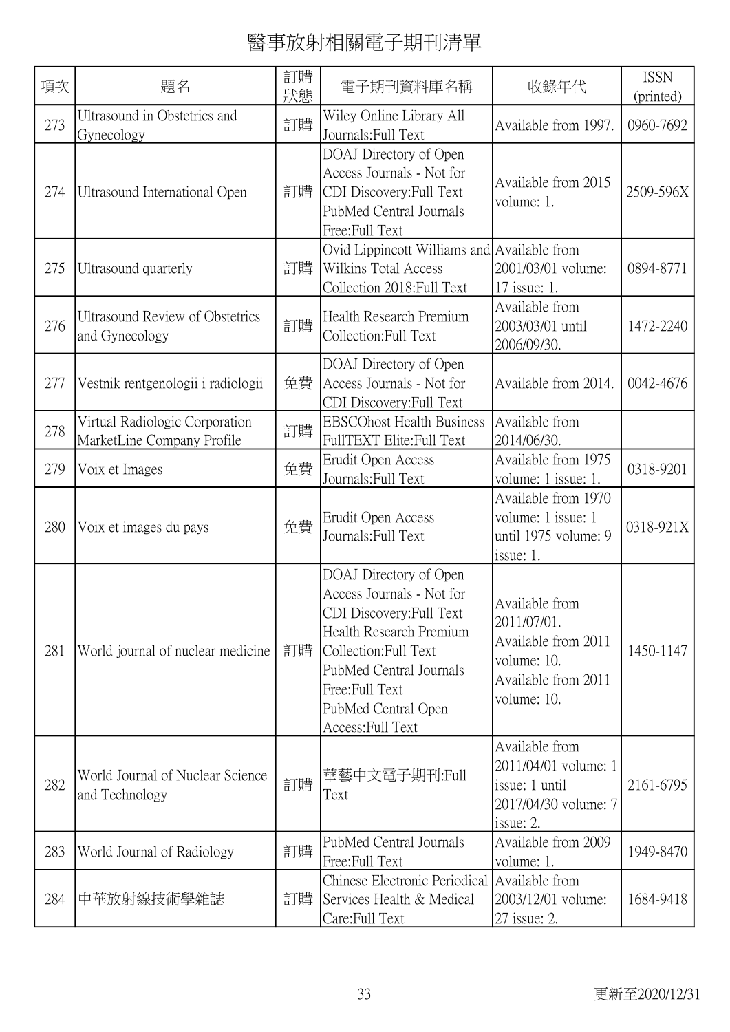# 醫事放射相關電子期刊清單

| 項次 | 題名 | 訂購狀態 | 電子期刊資料庫名稱 | 收錄年代 | ISSN (printed) |
|---|---|---|---|---|---|
| 273 | Ultrasound in Obstetrics and Gynecology | 訂購 | Wiley Online Library All Journals:Full Text | Available from 1997. | 0960-7692 |
| 274 | Ultrasound International Open | 訂購 | DOAJ Directory of Open Access Journals - Not for CDI Discovery:Full Text PubMed Central Journals Free:Full Text | Available from 2015 volume: 1. | 2509-596X |
| 275 | Ultrasound quarterly | 訂購 | Ovid Lippincott Williams and Wilkins Total Access Collection 2018:Full Text | Available from 2001/03/01 volume: 17 issue: 1. | 0894-8771 |
| 276 | Ultrasound Review of Obstetrics and Gynecology | 訂購 | Health Research Premium Collection:Full Text | Available from 2003/03/01 until 2006/09/30. | 1472-2240 |
| 277 | Vestnik rentgenologii i radiologii | 免費 | DOAJ Directory of Open Access Journals - Not for CDI Discovery:Full Text | Available from 2014. | 0042-4676 |
| 278 | Virtual Radiologic Corporation MarketLine Company Profile | 訂購 | EBSCOhost Health Business FullTEXT Elite:Full Text | Available from 2014/06/30. | |
| 279 | Voix et Images | 免費 | Erudit Open Access Journals:Full Text | Available from 1975 volume: 1 issue: 1. | 0318-9201 |
| 280 | Voix et images du pays | 免費 | Erudit Open Access Journals:Full Text | Available from 1970 volume: 1 issue: 1 until 1975 volume: 9 issue: 1. | 0318-921X |
| 281 | World journal of nuclear medicine | 訂購 | DOAJ Directory of Open Access Journals - Not for CDI Discovery:Full Text Health Research Premium Collection:Full Text PubMed Central Journals Free:Full Text PubMed Central Open Access:Full Text | Available from 2011/07/01. Available from 2011 volume: 10. Available from 2011 volume: 10. | 1450-1147 |
| 282 | World Journal of Nuclear Science and Technology | 訂購 | 華藝中文電子期刊:Full Text | Available from 2011/04/01 volume: 1 issue: 1 until 2017/04/30 volume: 7 issue: 2. | 2161-6795 |
| 283 | World Journal of Radiology | 訂購 | PubMed Central Journals Free:Full Text | Available from 2009 volume: 1. | 1949-8470 |
| 284 | 中華放射線技術學雜誌 | 訂購 | Chinese Electronic Periodical Services Health & Medical Care:Full Text | Available from 2003/12/01 volume: 27 issue: 2. | 1684-9418 |

更新至2020/12/31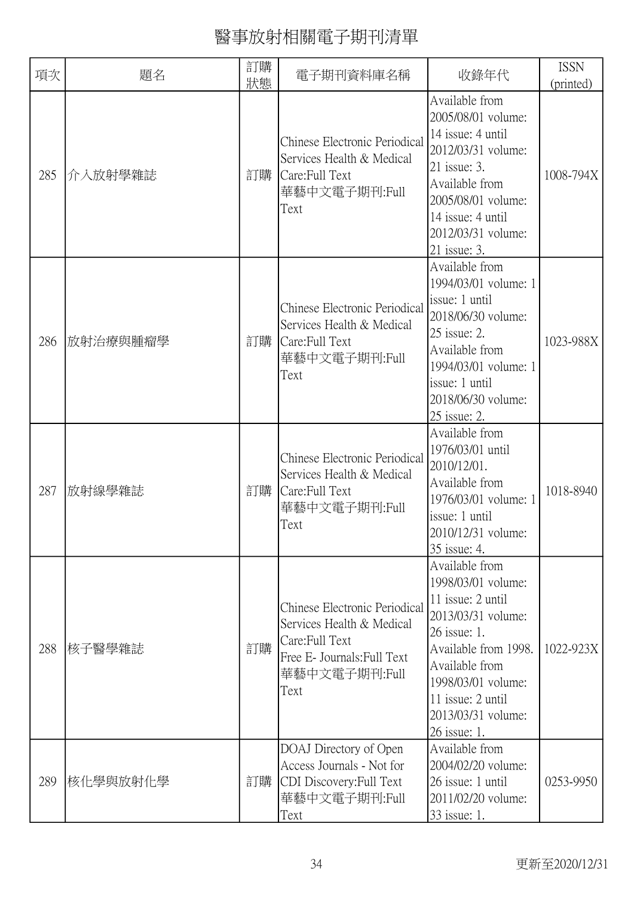# 醫事放射相關電子期刊清單

| 項次 | 題名 | 訂購狀態 | 電子期刊資料庫名稱 | 收錄年代 | ISSN (printed) |
| --- | --- | --- | --- | --- | --- |
| 285 | 介入放射學雜誌 | 訂購 | Chinese Electronic Periodical Services Health & Medical Care:Full Text<br>華藝中文電子期刊:Full Text | Available from 2005/08/01 volume: 14 issue: 4 until 2012/03/31 volume: 21 issue: 3. Available from 2005/08/01 volume: 14 issue: 4 until 2012/03/31 volume: 21 issue: 3. | 1008-794X |
| 286 | 放射治療與腫瘤學 | 訂購 | Chinese Electronic Periodical Services Health & Medical Care:Full Text<br>華藝中文電子期刊:Full Text | Available from 1994/03/01 volume: 1 issue: 1 until 2018/06/30 volume: 25 issue: 2. Available from 1994/03/01 volume: 1 issue: 1 until 2018/06/30 volume: 25 issue: 2. | 1023-988X |
| 287 | 放射線學雜誌 | 訂購 | Chinese Electronic Periodical Services Health & Medical Care:Full Text<br>華藝中文電子期刊:Full Text | Available from 1976/03/01 until 2010/12/01. Available from 1976/03/01 volume: 1 issue: 1 until 2010/12/31 volume: 35 issue: 4. | 1018-8940 |
| 288 | 核子醫學雜誌 | 訂購 | Chinese Electronic Periodical Services Health & Medical Care:Full Text<br>Free E- Journals:Full Text<br>華藝中文電子期刊:Full Text | Available from 1998/03/01 volume: 11 issue: 2 until 2013/03/31 volume: 26 issue: 1. Available from 1998. Available from 1998/03/01 volume: 11 issue: 2 until 2013/03/31 volume: 26 issue: 1. | 1022-923X |
| 289 | 核化學與放射化學 | 訂購 | DOAJ Directory of Open Access Journals - Not for CDI Discovery:Full Text<br>華藝中文電子期刊:Full Text | Available from 2004/02/20 volume: 26 issue: 1 until 2011/02/20 volume: 33 issue: 1. | 0253-9950 |

更新至2020/12/31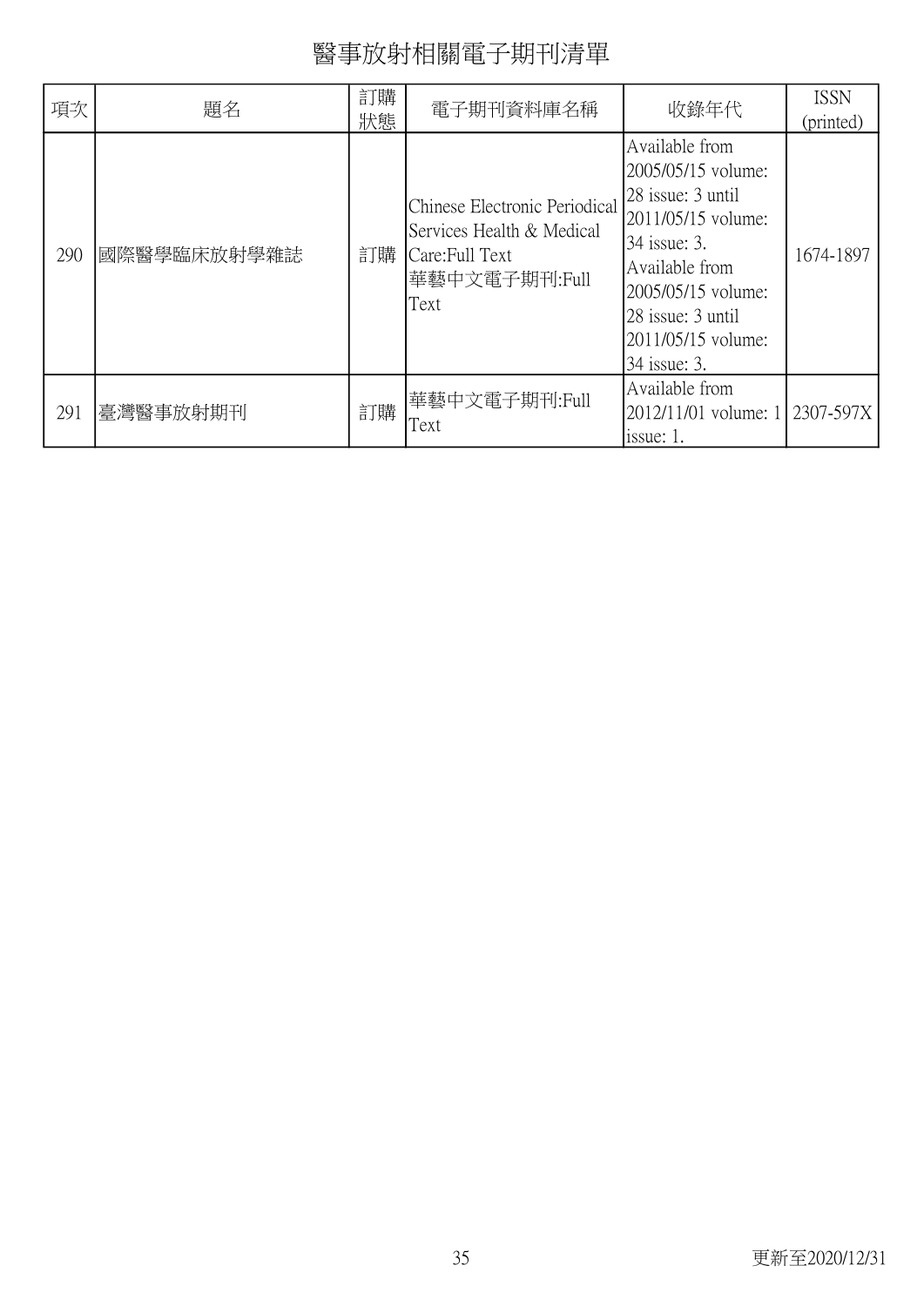# 醫事放射相關電子期刊清單

| 項次 | 題名 | 訂購狀態 | 電子期刊資料庫名稱 | 收錄年代 | ISSN (printed) |
|---|---|---|---|---|---|
| 290 | 國際醫學臨床放射學雜誌 | 訂購 | Chinese Electronic Periodical Services Health & Medical Care:Full Text 華藝中文電子期刊:Full Text | Available from 2005/05/15 volume: 28 issue: 3 until 2011/05/15 volume: 34 issue: 3. Available from 2005/05/15 volume: 28 issue: 3 until 2011/05/15 volume: 34 issue: 3. | 1674-1897 |
| 291 | 臺灣醫事放射期刊 | 訂購 | 華藝中文電子期刊:Full Text | Available from 2012/11/01 volume: 1 issue: 1. | 2307-597X |

更新至2020/12/31